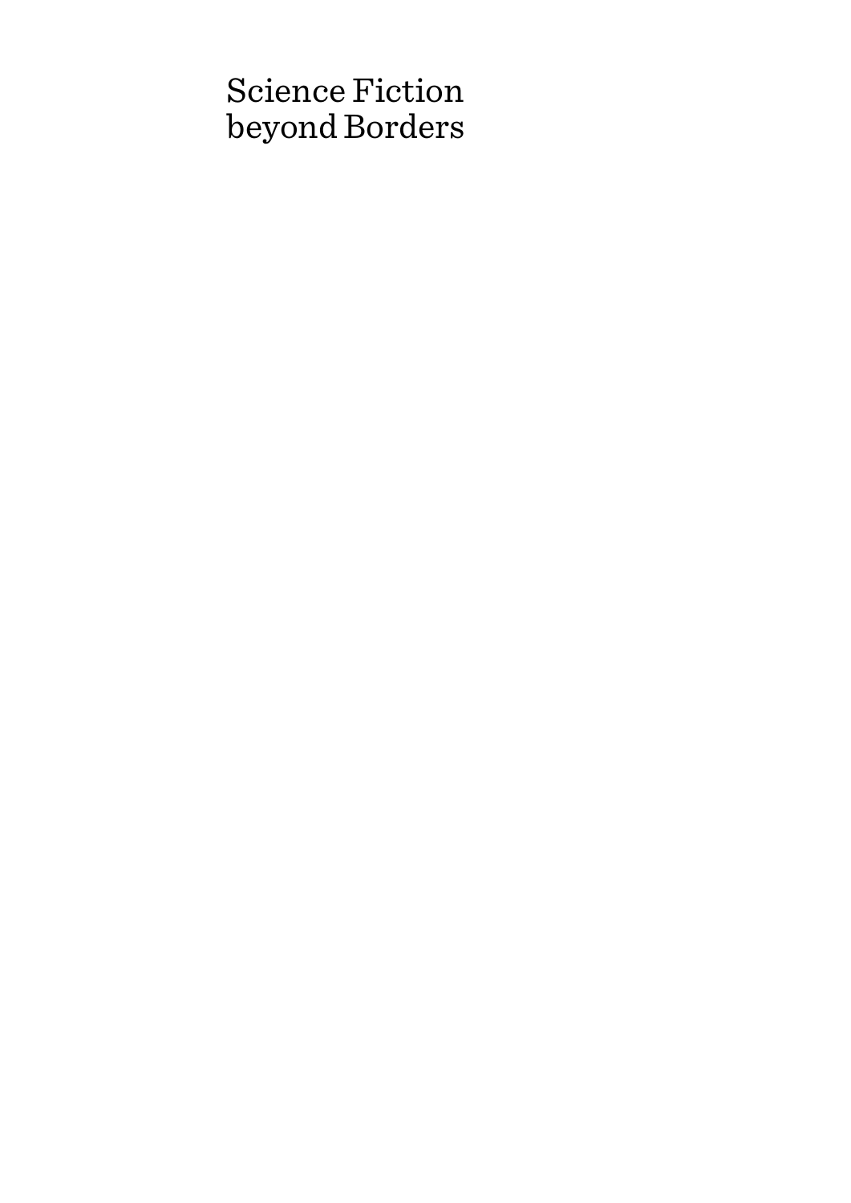# Science Fiction beyond Borders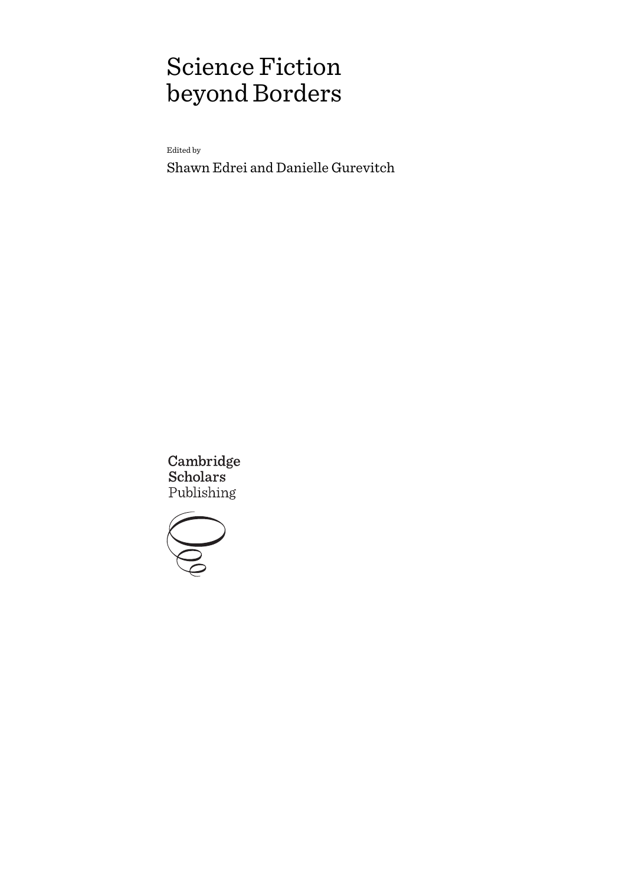# Science Fiction beyond Borders

Edited by

Shawn Edrei and Danielle Gurevitch

Cambridge Scholars Publishing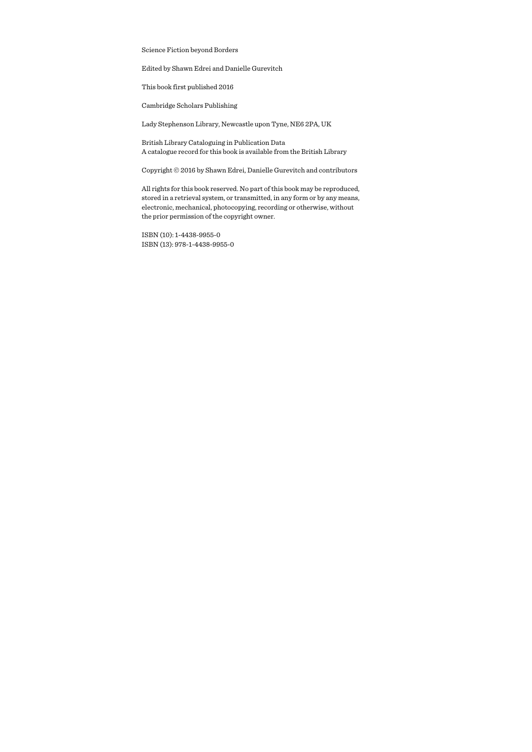Science Fiction beyond Borders

Edited by Shawn Edrei and Danielle Gurevitch

This book first published 2016

Cambridge Scholars Publishing

Lady Stephenson Library, Newcastle upon Tyne, NE6 2PA, UK

British Library Cataloguing in Publication Data
A catalogue record for this book is available from the British Library

Copyright © 2016 by Shawn Edrei, Danielle Gurevitch and contributors

All rights for this book reserved. No part of this book may be reproduced, stored in a retrieval system, or transmitted, in any form or by any means, electronic, mechanical, photocopying, recording or otherwise, without the prior permission of the copyright owner.

ISBN (10): 1-4438-9955-0
ISBN (13): 978-1-4438-9955-0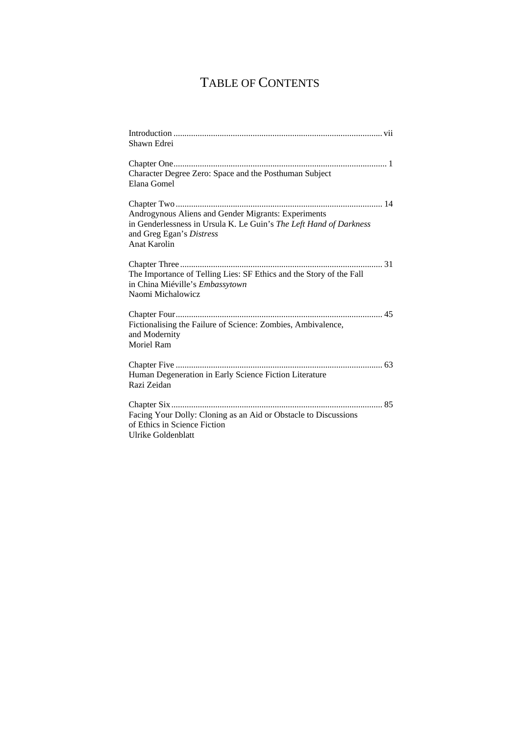# TABLE OF CONTENTS

Introduction ............................................................................................. vii
Shawn Edrei

Chapter One................................................................................................ 1
Character Degree Zero: Space and the Posthuman Subject
Elana Gomel

Chapter Two ............................................................................................. 14
Androgynous Aliens and Gender Migrants: Experiments
in Genderlessness in Ursula K. Le Guin's *The Left Hand of Darkness*
and Greg Egan's *Distress*
Anat Karolin

Chapter Three ........................................................................................... 31
The Importance of Telling Lies: SF Ethics and the Story of the Fall
in China Miéville's *Embassytown*
Naomi Michalowicz

Chapter Four............................................................................................. 45
Fictionalising the Failure of Science: Zombies, Ambivalence,
and Modernity
Moriel Ram

Chapter Five ............................................................................................. 63
Human Degeneration in Early Science Fiction Literature
Razi Zeidan

Chapter Six............................................................................................... 85
Facing Your Dolly: Cloning as an Aid or Obstacle to Discussions
of Ethics in Science Fiction
Ulrike Goldenblatt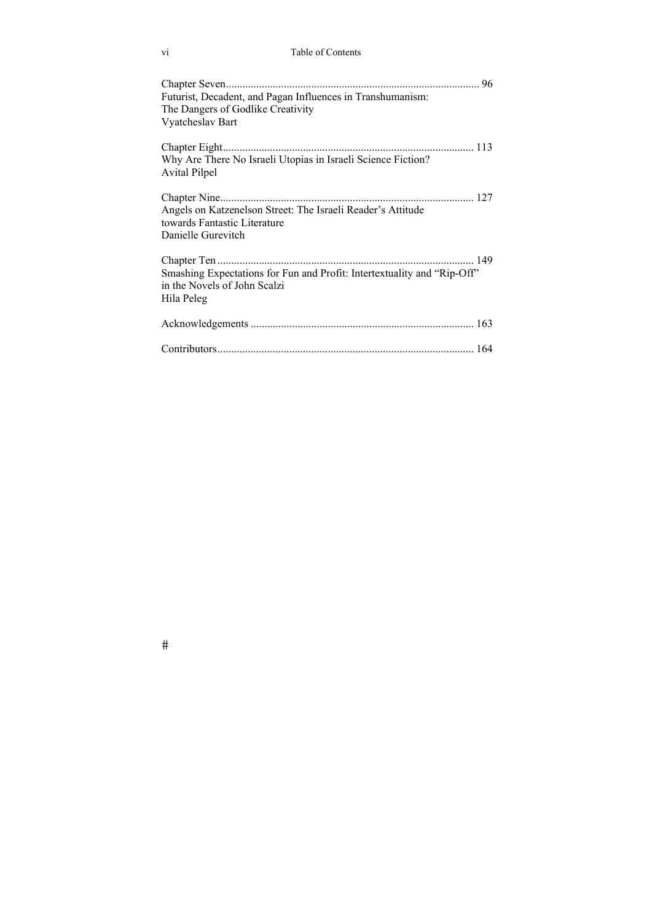Chapter Seven ........................................................................................... 96
Futurist, Decadent, and Pagan Influences in Transhumanism:
The Dangers of Godlike Creativity
Vyatcheslav Bart

Chapter Eight .......................................................................................... 113
Why Are There No Israeli Utopias in Israeli Science Fiction?
Avital Pilpel

Chapter Nine ........................................................................................... 127
Angels on Katzenelson Street: The Israeli Reader's Attitude
towards Fantastic Literature
Danielle Gurevitch

Chapter Ten ............................................................................................ 149
Smashing Expectations for Fun and Profit: Intertextuality and "Rip-Off"
in the Novels of John Scalzi
Hila Peleg

Acknowledgements ................................................................................ 163

Contributors ............................................................................................ 164

#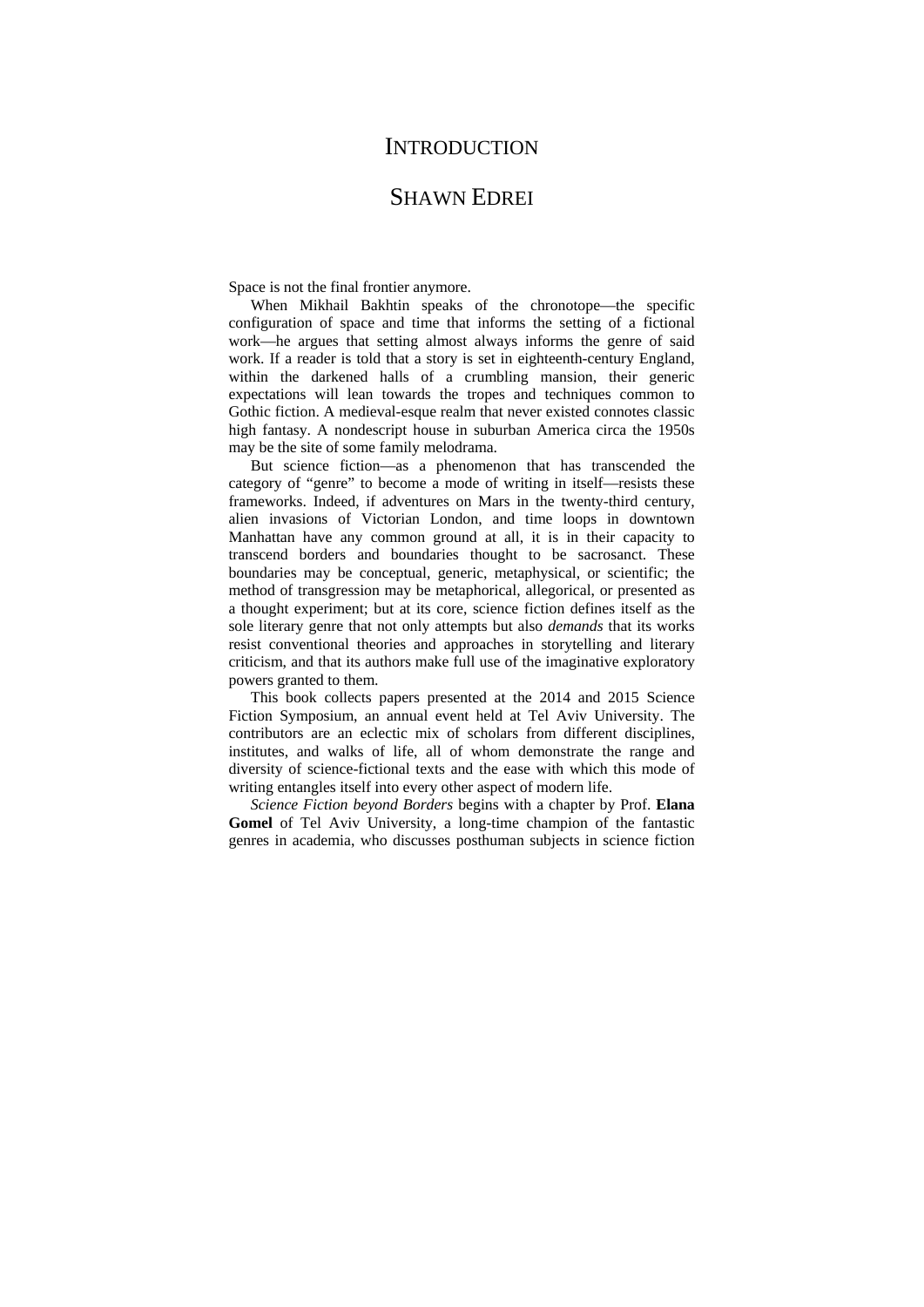# Introduction

## Shawn Edrei

Space is not the final frontier anymore.

When Mikhail Bakhtin speaks of the chronotope—the specific configuration of space and time that informs the setting of a fictional work—he argues that setting almost always informs the genre of said work. If a reader is told that a story is set in eighteenth-century England, within the darkened halls of a crumbling mansion, their generic expectations will lean towards the tropes and techniques common to Gothic fiction. A medieval-esque realm that never existed connotes classic high fantasy. A nondescript house in suburban America circa the 1950s may be the site of some family melodrama.

But science fiction—as a phenomenon that has transcended the category of "genre" to become a mode of writing in itself—resists these frameworks. Indeed, if adventures on Mars in the twenty-third century, alien invasions of Victorian London, and time loops in downtown Manhattan have any common ground at all, it is in their capacity to transcend borders and boundaries thought to be sacrosanct. These boundaries may be conceptual, generic, metaphysical, or scientific; the method of transgression may be metaphorical, allegorical, or presented as a thought experiment; but at its core, science fiction defines itself as the sole literary genre that not only attempts but also *demands* that its works resist conventional theories and approaches in storytelling and literary criticism, and that its authors make full use of the imaginative exploratory powers granted to them.

This book collects papers presented at the 2014 and 2015 Science Fiction Symposium, an annual event held at Tel Aviv University. The contributors are an eclectic mix of scholars from different disciplines, institutes, and walks of life, all of whom demonstrate the range and diversity of science-fictional texts and the ease with which this mode of writing entangles itself into every other aspect of modern life.

*Science Fiction beyond Borders* begins with a chapter by Prof. **Elana Gomel** of Tel Aviv University, a long-time champion of the fantastic genres in academia, who discusses posthuman subjects in science fiction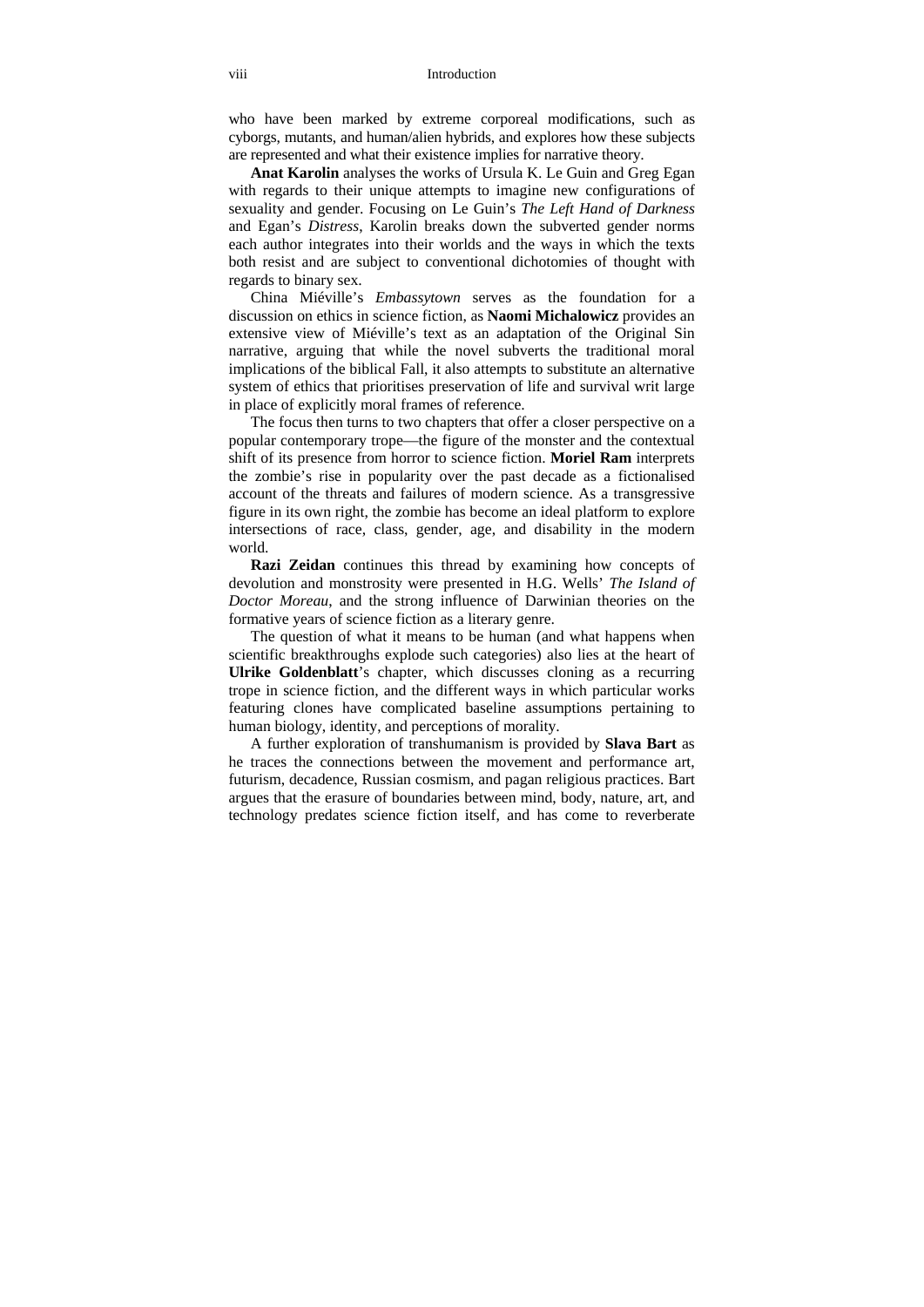who have been marked by extreme corporeal modifications, such as cyborgs, mutants, and human/alien hybrids, and explores how these subjects are represented and what their existence implies for narrative theory.

**Anat Karolin** analyses the works of Ursula K. Le Guin and Greg Egan with regards to their unique attempts to imagine new configurations of sexuality and gender. Focusing on Le Guin's *The Left Hand of Darkness* and Egan's *Distress*, Karolin breaks down the subverted gender norms each author integrates into their worlds and the ways in which the texts both resist and are subject to conventional dichotomies of thought with regards to binary sex.

China Miéville's *Embassytown* serves as the foundation for a discussion on ethics in science fiction, as **Naomi Michalowicz** provides an extensive view of Miéville's text as an adaptation of the Original Sin narrative, arguing that while the novel subverts the traditional moral implications of the biblical Fall, it also attempts to substitute an alternative system of ethics that prioritises preservation of life and survival writ large in place of explicitly moral frames of reference.

The focus then turns to two chapters that offer a closer perspective on a popular contemporary trope—the figure of the monster and the contextual shift of its presence from horror to science fiction. **Moriel Ram** interprets the zombie's rise in popularity over the past decade as a fictionalised account of the threats and failures of modern science. As a transgressive figure in its own right, the zombie has become an ideal platform to explore intersections of race, class, gender, age, and disability in the modern world.

**Razi Zeidan** continues this thread by examining how concepts of devolution and monstrosity were presented in H.G. Wells' *The Island of Doctor Moreau*, and the strong influence of Darwinian theories on the formative years of science fiction as a literary genre.

The question of what it means to be human (and what happens when scientific breakthroughs explode such categories) also lies at the heart of **Ulrike Goldenblatt**'s chapter, which discusses cloning as a recurring trope in science fiction, and the different ways in which particular works featuring clones have complicated baseline assumptions pertaining to human biology, identity, and perceptions of morality.

A further exploration of transhumanism is provided by **Slava Bart** as he traces the connections between the movement and performance art, futurism, decadence, Russian cosmism, and pagan religious practices. Bart argues that the erasure of boundaries between mind, body, nature, art, and technology predates science fiction itself, and has come to reverberate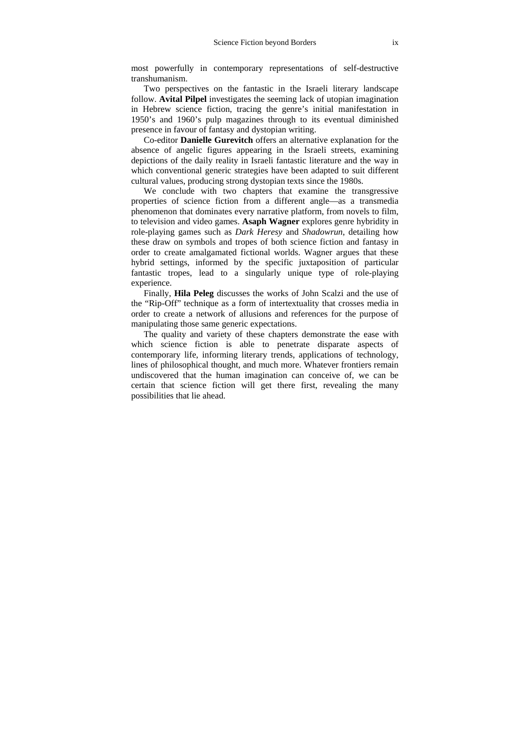most powerfully in contemporary representations of self-destructive transhumanism.

Two perspectives on the fantastic in the Israeli literary landscape follow. **Avital Pilpel** investigates the seeming lack of utopian imagination in Hebrew science fiction, tracing the genre's initial manifestation in 1950's and 1960's pulp magazines through to its eventual diminished presence in favour of fantasy and dystopian writing.

Co-editor **Danielle Gurevitch** offers an alternative explanation for the absence of angelic figures appearing in the Israeli streets, examining depictions of the daily reality in Israeli fantastic literature and the way in which conventional generic strategies have been adapted to suit different cultural values, producing strong dystopian texts since the 1980s.

We conclude with two chapters that examine the transgressive properties of science fiction from a different angle—as a transmedia phenomenon that dominates every narrative platform, from novels to film, to television and video games. **Asaph Wagner** explores genre hybridity in role-playing games such as *Dark Heresy* and *Shadowrun*, detailing how these draw on symbols and tropes of both science fiction and fantasy in order to create amalgamated fictional worlds. Wagner argues that these hybrid settings, informed by the specific juxtaposition of particular fantastic tropes, lead to a singularly unique type of role-playing experience.

Finally, **Hila Peleg** discusses the works of John Scalzi and the use of the "Rip-Off" technique as a form of intertextuality that crosses media in order to create a network of allusions and references for the purpose of manipulating those same generic expectations.

The quality and variety of these chapters demonstrate the ease with which science fiction is able to penetrate disparate aspects of contemporary life, informing literary trends, applications of technology, lines of philosophical thought, and much more. Whatever frontiers remain undiscovered that the human imagination can conceive of, we can be certain that science fiction will get there first, revealing the many possibilities that lie ahead.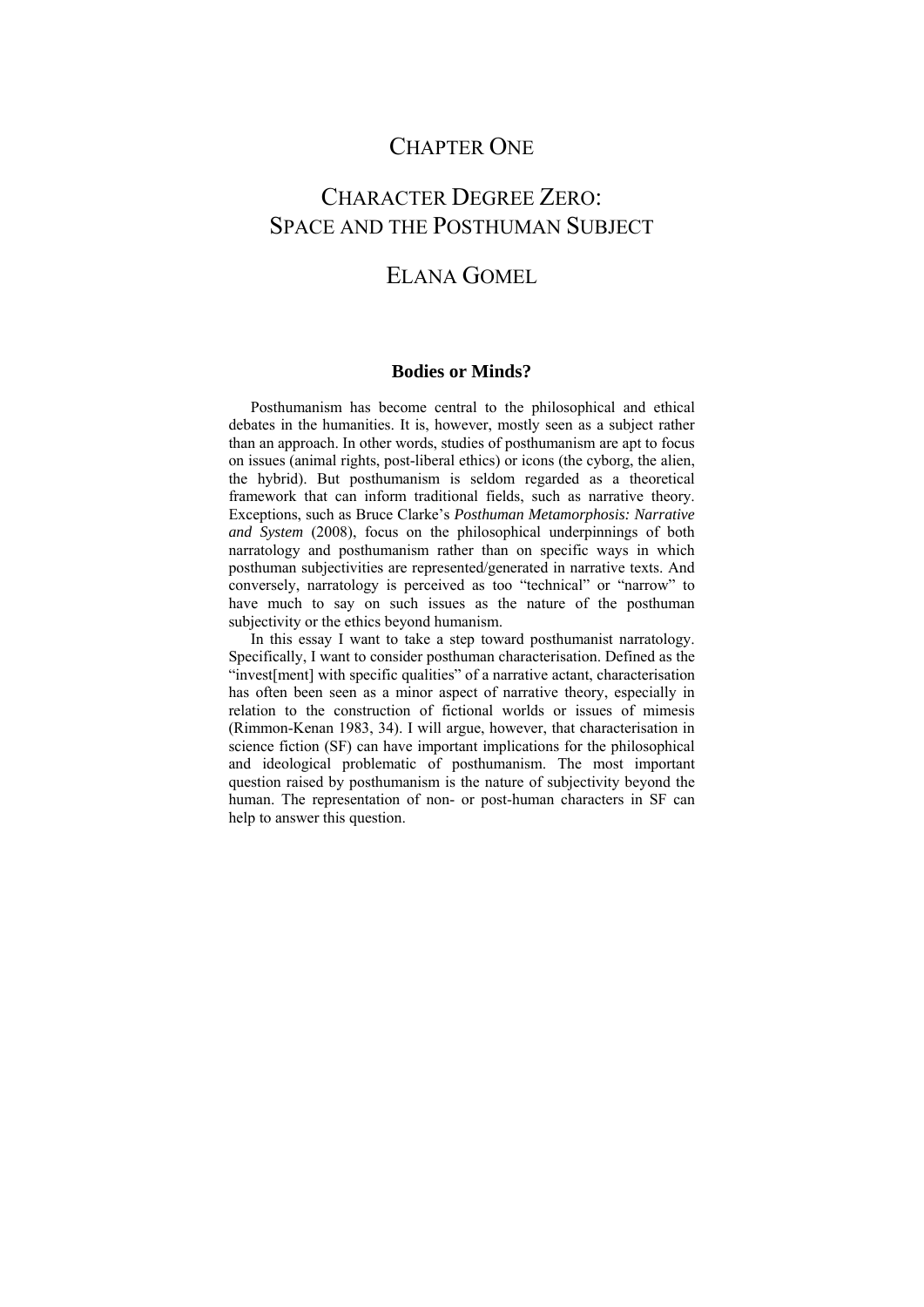# CHAPTER ONE

# CHARACTER DEGREE ZERO: SPACE AND THE POSTHUMAN SUBJECT

# ELANA GOMEL

## Bodies or Minds?

Posthumanism has become central to the philosophical and ethical debates in the humanities. It is, however, mostly seen as a subject rather than an approach. In other words, studies of posthumanism are apt to focus on issues (animal rights, post-liberal ethics) or icons (the cyborg, the alien, the hybrid). But posthumanism is seldom regarded as a theoretical framework that can inform traditional fields, such as narrative theory. Exceptions, such as Bruce Clarke's ***Posthuman Metamorphosis: Narrative and System*** (2008), focus on the philosophical underpinnings of both narratology and posthumanism rather than on specific ways in which posthuman subjectivities are represented/generated in narrative texts. And conversely, narratology is perceived as too "technical" or "narrow" to have much to say on such issues as the nature of the posthuman subjectivity or the ethics beyond humanism.

In this essay I want to take a step toward posthumanist narratology. Specifically, I want to consider posthuman characterisation. Defined as the "invest[ment] with specific qualities" of a narrative actant, characterisation has often been seen as a minor aspect of narrative theory, especially in relation to the construction of fictional worlds or issues of mimesis (Rimmon-Kenan 1983, 34). I will argue, however, that characterisation in science fiction (SF) can have important implications for the philosophical and ideological problematic of posthumanism. The most important question raised by posthumanism is the nature of subjectivity beyond the human. The representation of non- or post-human characters in SF can help to answer this question.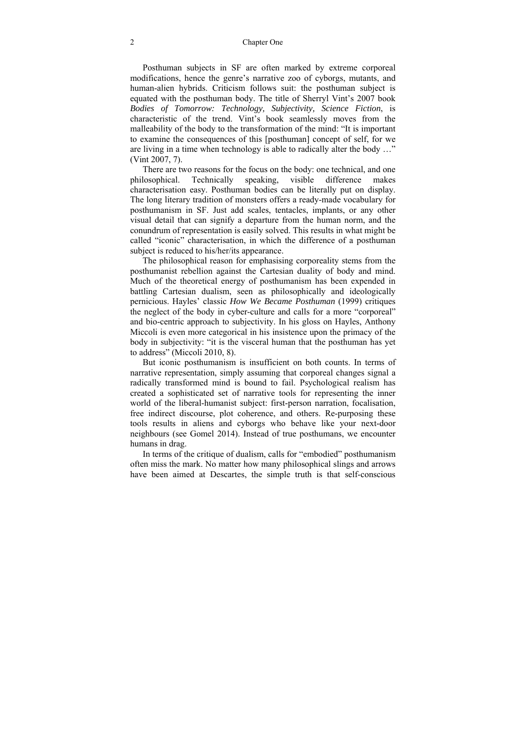Posthuman subjects in SF are often marked by extreme corporeal modifications, hence the genre's narrative zoo of cyborgs, mutants, and human-alien hybrids. Criticism follows suit: the posthuman subject is equated with the posthuman body. The title of Sherryl Vint's 2007 book *Bodies of Tomorrow: Technology, Subjectivity, Science Fiction*, is characteristic of the trend. Vint's book seamlessly moves from the malleability of the body to the transformation of the mind: "It is important to examine the consequences of this [posthuman] concept of self, for we are living in a time when technology is able to radically alter the body …" (Vint 2007, 7).

There are two reasons for the focus on the body: one technical, and one philosophical. Technically speaking, visible difference makes characterisation easy. Posthuman bodies can be literally put on display. The long literary tradition of monsters offers a ready-made vocabulary for posthumanism in SF. Just add scales, tentacles, implants, or any other visual detail that can signify a departure from the human norm, and the conundrum of representation is easily solved. This results in what might be called "iconic" characterisation, in which the difference of a posthuman subject is reduced to his/her/its appearance.

The philosophical reason for emphasising corporeality stems from the posthumanist rebellion against the Cartesian duality of body and mind. Much of the theoretical energy of posthumanism has been expended in battling Cartesian dualism, seen as philosophically and ideologically pernicious. Hayles' classic *How We Became Posthuman* (1999) critiques the neglect of the body in cyber-culture and calls for a more "corporeal" and bio-centric approach to subjectivity. In his gloss on Hayles, Anthony Miccoli is even more categorical in his insistence upon the primacy of the body in subjectivity: "it is the visceral human that the posthuman has yet to address" (Miccoli 2010, 8).

But iconic posthumanism is insufficient on both counts. In terms of narrative representation, simply assuming that corporeal changes signal a radically transformed mind is bound to fail. Psychological realism has created a sophisticated set of narrative tools for representing the inner world of the liberal-humanist subject: first-person narration, focalisation, free indirect discourse, plot coherence, and others. Re-purposing these tools results in aliens and cyborgs who behave like your next-door neighbours (see Gomel 2014). Instead of true posthumans, we encounter humans in drag.

In terms of the critique of dualism, calls for "embodied" posthumanism often miss the mark. No matter how many philosophical slings and arrows have been aimed at Descartes, the simple truth is that self-conscious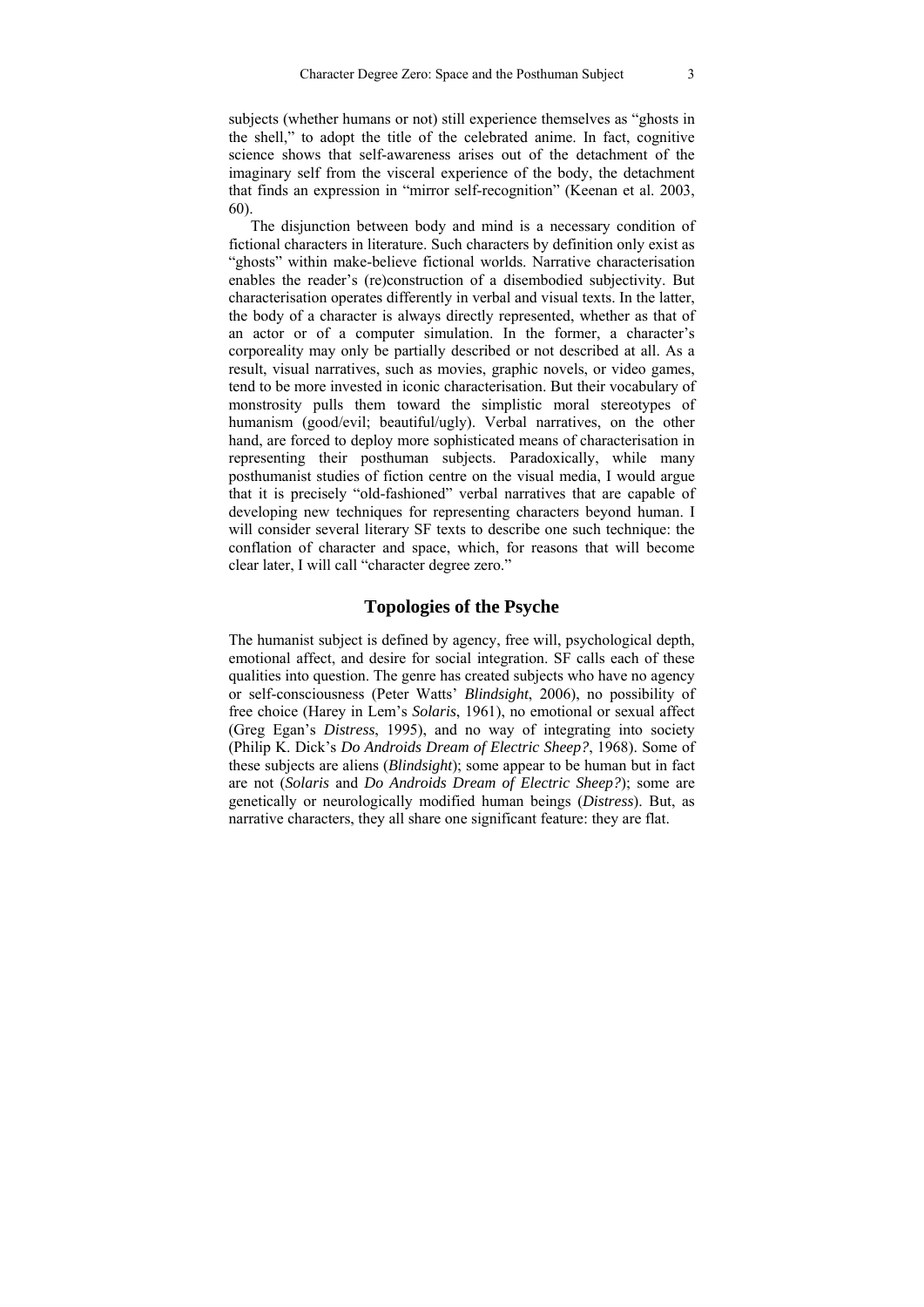subjects (whether humans or not) still experience themselves as "ghosts in the shell," to adopt the title of the celebrated anime. In fact, cognitive science shows that self-awareness arises out of the detachment of the imaginary self from the visceral experience of the body, the detachment that finds an expression in "mirror self-recognition" (Keenan et al. 2003, 60).

The disjunction between body and mind is a necessary condition of fictional characters in literature. Such characters by definition only exist as "ghosts" within make-believe fictional worlds. Narrative characterisation enables the reader's (re)construction of a disembodied subjectivity. But characterisation operates differently in verbal and visual texts. In the latter, the body of a character is always directly represented, whether as that of an actor or of a computer simulation. In the former, a character's corporeality may only be partially described or not described at all. As a result, visual narratives, such as movies, graphic novels, or video games, tend to be more invested in iconic characterisation. But their vocabulary of monstrosity pulls them toward the simplistic moral stereotypes of humanism (good/evil; beautiful/ugly). Verbal narratives, on the other hand, are forced to deploy more sophisticated means of characterisation in representing their posthuman subjects. Paradoxically, while many posthumanist studies of fiction centre on the visual media, I would argue that it is precisely "old-fashioned" verbal narratives that are capable of developing new techniques for representing characters beyond human. I will consider several literary SF texts to describe one such technique: the conflation of character and space, which, for reasons that will become clear later, I will call "character degree zero."

## Topologies of the Psyche

The humanist subject is defined by agency, free will, psychological depth, emotional affect, and desire for social integration. SF calls each of these qualities into question. The genre has created subjects who have no agency or self-consciousness (Peter Watts' *Blindsight*, 2006), no possibility of free choice (Harey in Lem's *Solaris*, 1961), no emotional or sexual affect (Greg Egan's *Distress*, 1995), and no way of integrating into society (Philip K. Dick's *Do Androids Dream of Electric Sheep?*, 1968). Some of these subjects are aliens (*Blindsight*); some appear to be human but in fact are not (*Solaris* and *Do Androids Dream of Electric Sheep?*); some are genetically or neurologically modified human beings (*Distress*). But, as narrative characters, they all share one significant feature: they are flat.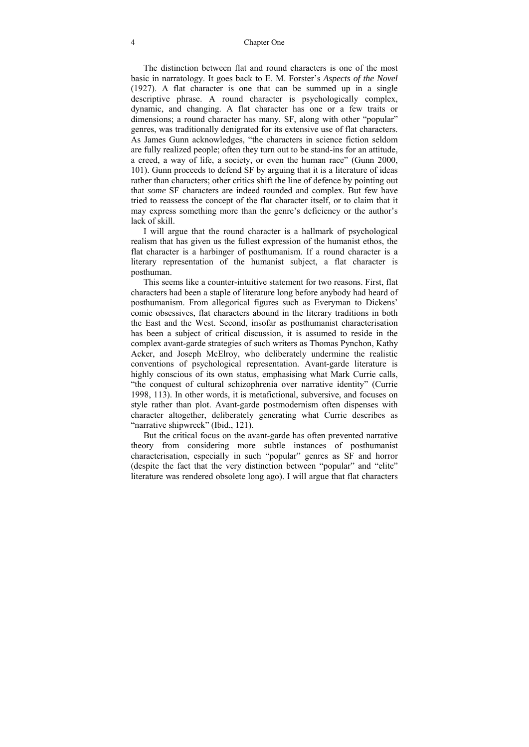The distinction between flat and round characters is one of the most basic in narratology. It goes back to E. M. Forster's *Aspects of the Novel* (1927). A flat character is one that can be summed up in a single descriptive phrase. A round character is psychologically complex, dynamic, and changing. A flat character has one or a few traits or dimensions; a round character has many. SF, along with other "popular" genres, was traditionally denigrated for its extensive use of flat characters. As James Gunn acknowledges, "the characters in science fiction seldom are fully realized people; often they turn out to be stand-ins for an attitude, a creed, a way of life, a society, or even the human race" (Gunn 2000, 101). Gunn proceeds to defend SF by arguing that it is a literature of ideas rather than characters; other critics shift the line of defence by pointing out that *some* SF characters are indeed rounded and complex. But few have tried to reassess the concept of the flat character itself, or to claim that it may express something more than the genre's deficiency or the author's lack of skill.

I will argue that the round character is a hallmark of psychological realism that has given us the fullest expression of the humanist ethos, the flat character is a harbinger of posthumanism. If a round character is a literary representation of the humanist subject, a flat character is posthuman.

This seems like a counter-intuitive statement for two reasons. First, flat characters had been a staple of literature long before anybody had heard of posthumanism. From allegorical figures such as Everyman to Dickens' comic obsessives, flat characters abound in the literary traditions in both the East and the West. Second, insofar as posthumanist characterisation has been a subject of critical discussion, it is assumed to reside in the complex avant-garde strategies of such writers as Thomas Pynchon, Kathy Acker, and Joseph McElroy, who deliberately undermine the realistic conventions of psychological representation. Avant-garde literature is highly conscious of its own status, emphasising what Mark Currie calls, "the conquest of cultural schizophrenia over narrative identity" (Currie 1998, 113). In other words, it is metafictional, subversive, and focuses on style rather than plot. Avant-garde postmodernism often dispenses with character altogether, deliberately generating what Currie describes as "narrative shipwreck" (Ibid., 121).

But the critical focus on the avant-garde has often prevented narrative theory from considering more subtle instances of posthumanist characterisation, especially in such "popular" genres as SF and horror (despite the fact that the very distinction between "popular" and "elite" literature was rendered obsolete long ago). I will argue that flat characters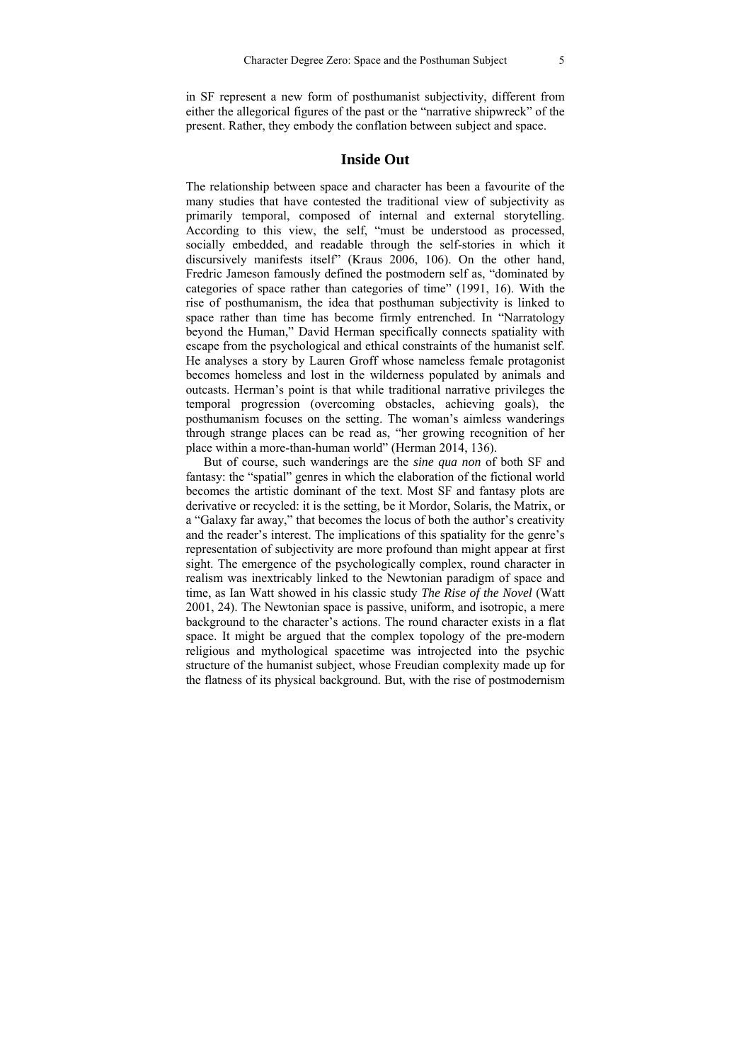in SF represent a new form of posthumanist subjectivity, different from either the allegorical figures of the past or the "narrative shipwreck" of the present. Rather, they embody the conflation between subject and space.

## Inside Out

The relationship between space and character has been a favourite of the many studies that have contested the traditional view of subjectivity as primarily temporal, composed of internal and external storytelling. According to this view, the self, "must be understood as processed, socially embedded, and readable through the self-stories in which it discursively manifests itself" (Kraus 2006, 106). On the other hand, Fredric Jameson famously defined the postmodern self as, "dominated by categories of space rather than categories of time" (1991, 16). With the rise of posthumanism, the idea that posthuman subjectivity is linked to space rather than time has become firmly entrenched. In "Narratology beyond the Human," David Herman specifically connects spatiality with escape from the psychological and ethical constraints of the humanist self. He analyses a story by Lauren Groff whose nameless female protagonist becomes homeless and lost in the wilderness populated by animals and outcasts. Herman's point is that while traditional narrative privileges the temporal progression (overcoming obstacles, achieving goals), the posthumanism focuses on the setting. The woman's aimless wanderings through strange places can be read as, "her growing recognition of her place within a more-than-human world" (Herman 2014, 136).

But of course, such wanderings are the *sine qua non* of both SF and fantasy: the "spatial" genres in which the elaboration of the fictional world becomes the artistic dominant of the text. Most SF and fantasy plots are derivative or recycled: it is the setting, be it Mordor, Solaris, the Matrix, or a "Galaxy far away," that becomes the locus of both the author's creativity and the reader's interest. The implications of this spatiality for the genre's representation of subjectivity are more profound than might appear at first sight. The emergence of the psychologically complex, round character in realism was inextricably linked to the Newtonian paradigm of space and time, as Ian Watt showed in his classic study *The Rise of the Novel* (Watt 2001, 24). The Newtonian space is passive, uniform, and isotropic, a mere background to the character's actions. The round character exists in a flat space. It might be argued that the complex topology of the pre-modern religious and mythological spacetime was introjected into the psychic structure of the humanist subject, whose Freudian complexity made up for the flatness of its physical background. But, with the rise of postmodernism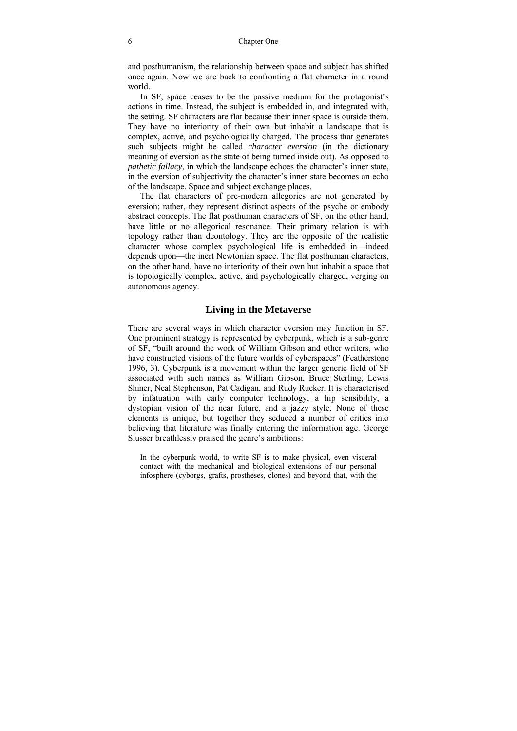and posthumanism, the relationship between space and subject has shifted once again. Now we are back to confronting a flat character in a round world.

In SF, space ceases to be the passive medium for the protagonist's actions in time. Instead, the subject is embedded in, and integrated with, the setting. SF characters are flat because their inner space is outside them. They have no interiority of their own but inhabit a landscape that is complex, active, and psychologically charged. The process that generates such subjects might be called *character eversion* (in the dictionary meaning of eversion as the state of being turned inside out). As opposed to *pathetic fallacy*, in which the landscape echoes the character's inner state, in the eversion of subjectivity the character's inner state becomes an echo of the landscape. Space and subject exchange places.

The flat characters of pre-modern allegories are not generated by eversion; rather, they represent distinct aspects of the psyche or embody abstract concepts. The flat posthuman characters of SF, on the other hand, have little or no allegorical resonance. Their primary relation is with topology rather than deontology. They are the opposite of the realistic character whose complex psychological life is embedded in—indeed depends upon—the inert Newtonian space. The flat posthuman characters, on the other hand, have no interiority of their own but inhabit a space that is topologically complex, active, and psychologically charged, verging on autonomous agency.

## Living in the Metaverse

There are several ways in which character eversion may function in SF. One prominent strategy is represented by cyberpunk, which is a sub-genre of SF, "built around the work of William Gibson and other writers, who have constructed visions of the future worlds of cyberspaces" (Featherstone 1996, 3). Cyberpunk is a movement within the larger generic field of SF associated with such names as William Gibson, Bruce Sterling, Lewis Shiner, Neal Stephenson, Pat Cadigan, and Rudy Rucker. It is characterised by infatuation with early computer technology, a hip sensibility, a dystopian vision of the near future, and a jazzy style. None of these elements is unique, but together they seduced a number of critics into believing that literature was finally entering the information age. George Slusser breathlessly praised the genre's ambitions:

> In the cyberpunk world, to write SF is to make physical, even visceral contact with the mechanical and biological extensions of our personal infosphere (cyborgs, grafts, prostheses, clones) and beyond that, with the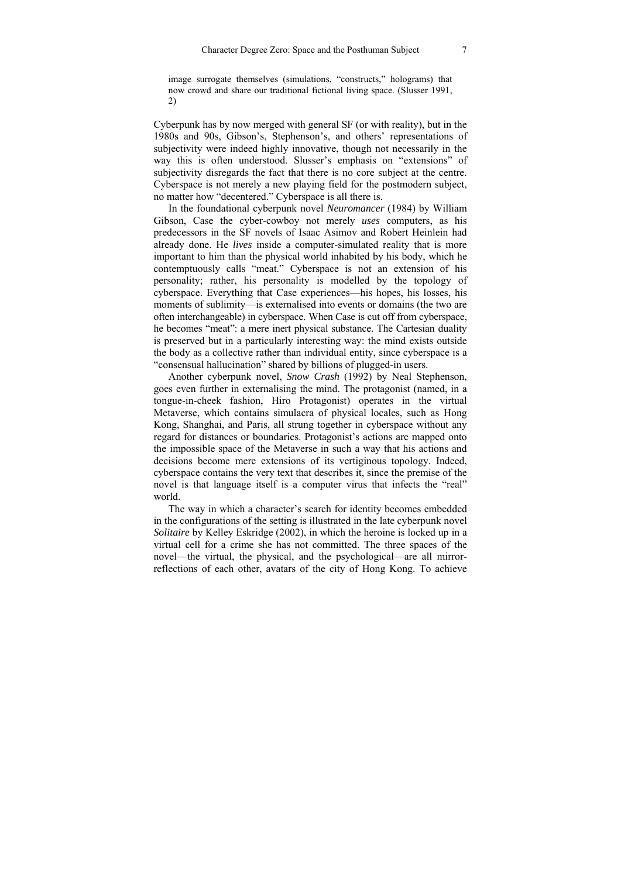> image surrogate themselves (simulations, "constructs," holograms) that now crowd and share our traditional fictional living space. (Slusser 1991, 2)

Cyberpunk has by now merged with general SF (or with reality), but in the 1980s and 90s, Gibson's, Stephenson's, and others' representations of subjectivity were indeed highly innovative, though not necessarily in the way this is often understood. Slusser's emphasis on "extensions" of subjectivity disregards the fact that there is no core subject at the centre. Cyberspace is not merely a new playing field for the postmodern subject, no matter how "decentered." Cyberspace is all there is.

In the foundational cyberpunk novel *Neuromancer* (1984) by William Gibson, Case the cyber-cowboy not merely *uses* computers, as his predecessors in the SF novels of Isaac Asimov and Robert Heinlein had already done. He *lives* inside a computer-simulated reality that is more important to him than the physical world inhabited by his body, which he contemptuously calls "meat." Cyberspace is not an extension of his personality; rather, his personality is modelled by the topology of cyberspace. Everything that Case experiences—his hopes, his losses, his moments of sublimity—is externalised into events or domains (the two are often interchangeable) in cyberspace. When Case is cut off from cyberspace, he becomes "meat": a mere inert physical substance. The Cartesian duality is preserved but in a particularly interesting way: the mind exists outside the body as a collective rather than individual entity, since cyberspace is a "consensual hallucination" shared by billions of plugged-in users.

Another cyberpunk novel, *Snow Crash* (1992) by Neal Stephenson, goes even further in externalising the mind. The protagonist (named, in a tongue-in-cheek fashion, Hiro Protagonist) operates in the virtual Metaverse, which contains simulacra of physical locales, such as Hong Kong, Shanghai, and Paris, all strung together in cyberspace without any regard for distances or boundaries. Protagonist's actions are mapped onto the impossible space of the Metaverse in such a way that his actions and decisions become mere extensions of its vertiginous topology. Indeed, cyberspace contains the very text that describes it, since the premise of the novel is that language itself is a computer virus that infects the "real" world.

The way in which a character's search for identity becomes embedded in the configurations of the setting is illustrated in the late cyberpunk novel *Solitaire* by Kelley Eskridge (2002), in which the heroine is locked up in a virtual cell for a crime she has not committed. The three spaces of the novel—the virtual, the physical, and the psychological—are all mirror-reflections of each other, avatars of the city of Hong Kong. To achieve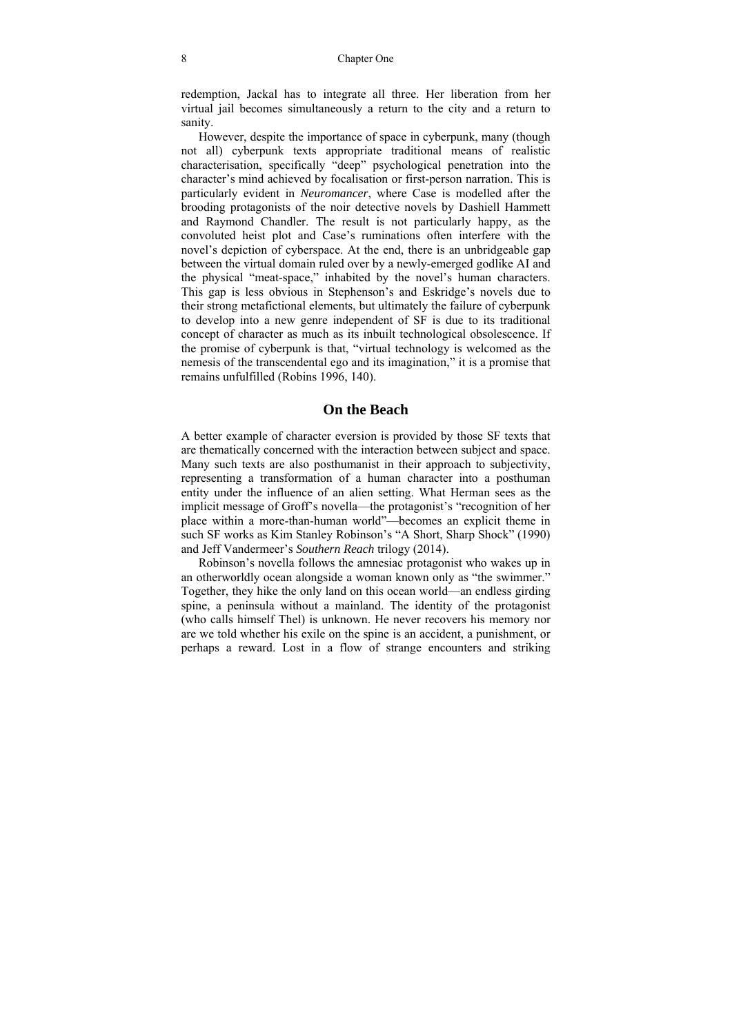redemption, Jackal has to integrate all three. Her liberation from her virtual jail becomes simultaneously a return to the city and a return to sanity.

However, despite the importance of space in cyberpunk, many (though not all) cyberpunk texts appropriate traditional means of realistic characterisation, specifically "deep" psychological penetration into the character's mind achieved by focalisation or first-person narration. This is particularly evident in *Neuromancer*, where Case is modelled after the brooding protagonists of the noir detective novels by Dashiell Hammett and Raymond Chandler. The result is not particularly happy, as the convoluted heist plot and Case's ruminations often interfere with the novel's depiction of cyberspace. At the end, there is an unbridgeable gap between the virtual domain ruled over by a newly-emerged godlike AI and the physical "meat-space," inhabited by the novel's human characters. This gap is less obvious in Stephenson's and Eskridge's novels due to their strong metafictional elements, but ultimately the failure of cyberpunk to develop into a new genre independent of SF is due to its traditional concept of character as much as its inbuilt technological obsolescence. If the promise of cyberpunk is that, "virtual technology is welcomed as the nemesis of the transcendental ego and its imagination," it is a promise that remains unfulfilled (Robins 1996, 140).

## On the Beach

A better example of character eversion is provided by those SF texts that are thematically concerned with the interaction between subject and space. Many such texts are also posthumanist in their approach to subjectivity, representing a transformation of a human character into a posthuman entity under the influence of an alien setting. What Herman sees as the implicit message of Groff's novella—the protagonist's "recognition of her place within a more-than-human world"—becomes an explicit theme in such SF works as Kim Stanley Robinson's "A Short, Sharp Shock" (1990) and Jeff Vandermeer's *Southern Reach* trilogy (2014).

Robinson's novella follows the amnesiac protagonist who wakes up in an otherworldly ocean alongside a woman known only as "the swimmer." Together, they hike the only land on this ocean world—an endless girding spine, a peninsula without a mainland. The identity of the protagonist (who calls himself Thel) is unknown. He never recovers his memory nor are we told whether his exile on the spine is an accident, a punishment, or perhaps a reward. Lost in a flow of strange encounters and striking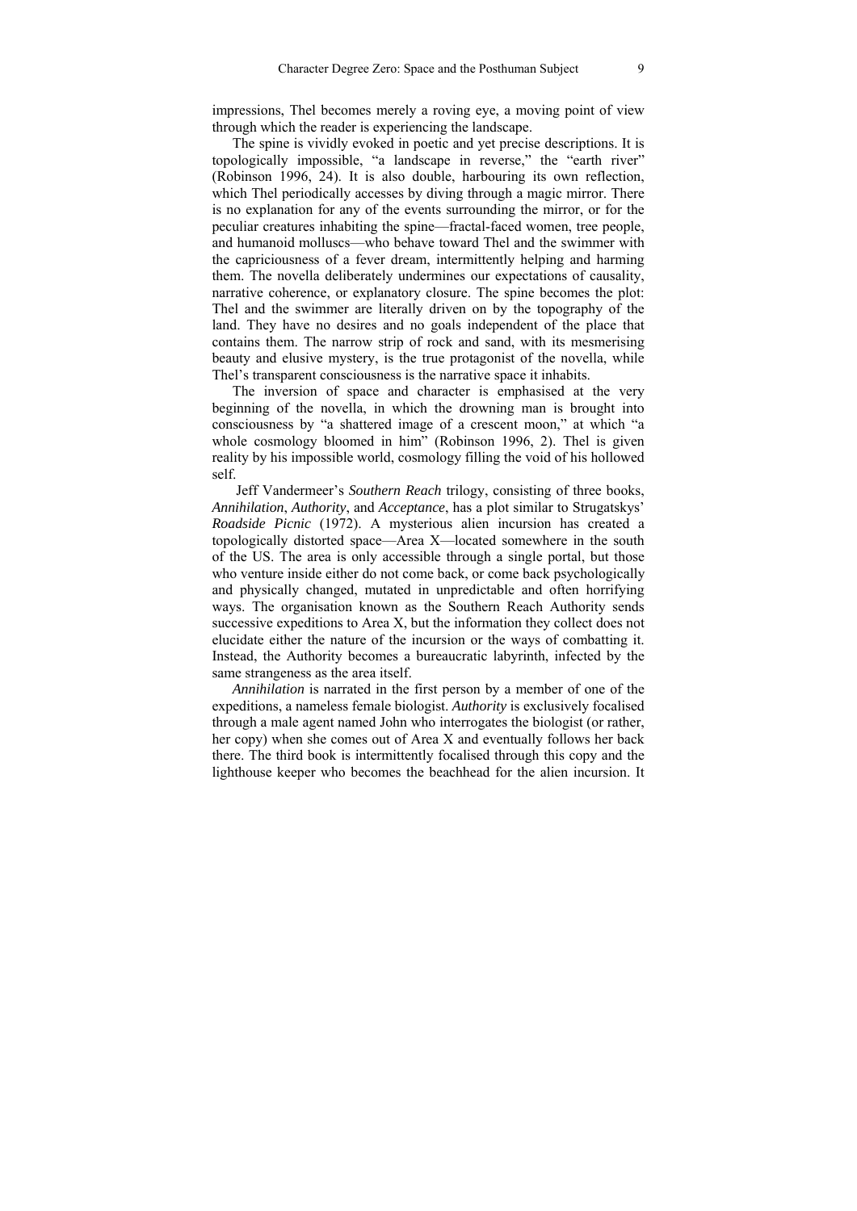impressions, Thel becomes merely a roving eye, a moving point of view through which the reader is experiencing the landscape.

The spine is vividly evoked in poetic and yet precise descriptions. It is topologically impossible, "a landscape in reverse," the "earth river" (Robinson 1996, 24). It is also double, harbouring its own reflection, which Thel periodically accesses by diving through a magic mirror. There is no explanation for any of the events surrounding the mirror, or for the peculiar creatures inhabiting the spine—fractal-faced women, tree people, and humanoid molluscs—who behave toward Thel and the swimmer with the capriciousness of a fever dream, intermittently helping and harming them. The novella deliberately undermines our expectations of causality, narrative coherence, or explanatory closure. The spine becomes the plot: Thel and the swimmer are literally driven on by the topography of the land. They have no desires and no goals independent of the place that contains them. The narrow strip of rock and sand, with its mesmerising beauty and elusive mystery, is the true protagonist of the novella, while Thel's transparent consciousness is the narrative space it inhabits.

The inversion of space and character is emphasised at the very beginning of the novella, in which the drowning man is brought into consciousness by "a shattered image of a crescent moon," at which "a whole cosmology bloomed in him" (Robinson 1996, 2). Thel is given reality by his impossible world, cosmology filling the void of his hollowed self.

Jeff Vandermeer's *Southern Reach* trilogy, consisting of three books, *Annihilation*, *Authority*, and *Acceptance*, has a plot similar to Strugatskys' *Roadside Picnic* (1972). A mysterious alien incursion has created a topologically distorted space—Area X—located somewhere in the south of the US. The area is only accessible through a single portal, but those who venture inside either do not come back, or come back psychologically and physically changed, mutated in unpredictable and often horrifying ways. The organisation known as the Southern Reach Authority sends successive expeditions to Area X, but the information they collect does not elucidate either the nature of the incursion or the ways of combatting it. Instead, the Authority becomes a bureaucratic labyrinth, infected by the same strangeness as the area itself.

*Annihilation* is narrated in the first person by a member of one of the expeditions, a nameless female biologist. *Authority* is exclusively focalised through a male agent named John who interrogates the biologist (or rather, her copy) when she comes out of Area X and eventually follows her back there. The third book is intermittently focalised through this copy and the lighthouse keeper who becomes the beachhead for the alien incursion. It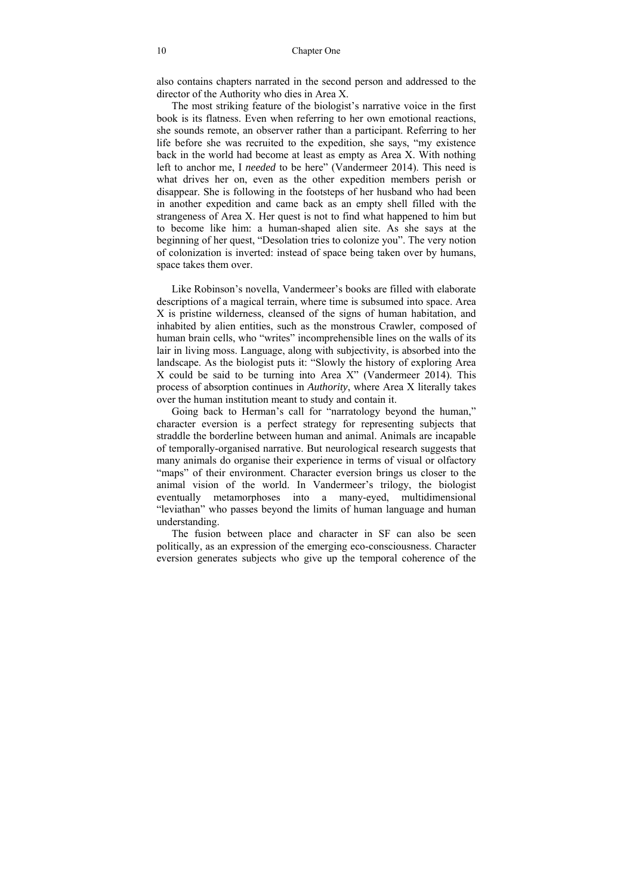also contains chapters narrated in the second person and addressed to the director of the Authority who dies in Area X.

The most striking feature of the biologist's narrative voice in the first book is its flatness. Even when referring to her own emotional reactions, she sounds remote, an observer rather than a participant. Referring to her life before she was recruited to the expedition, she says, "my existence back in the world had become at least as empty as Area X. With nothing left to anchor me, I *needed* to be here" (Vandermeer 2014). This need is what drives her on, even as the other expedition members perish or disappear. She is following in the footsteps of her husband who had been in another expedition and came back as an empty shell filled with the strangeness of Area X. Her quest is not to find what happened to him but to become like him: a human-shaped alien site. As she says at the beginning of her quest, "Desolation tries to colonize you". The very notion of colonization is inverted: instead of space being taken over by humans, space takes them over.

Like Robinson's novella, Vandermeer's books are filled with elaborate descriptions of a magical terrain, where time is subsumed into space. Area X is pristine wilderness, cleansed of the signs of human habitation, and inhabited by alien entities, such as the monstrous Crawler, composed of human brain cells, who "writes" incomprehensible lines on the walls of its lair in living moss. Language, along with subjectivity, is absorbed into the landscape. As the biologist puts it: "Slowly the history of exploring Area X could be said to be turning into Area X" (Vandermeer 2014). This process of absorption continues in *Authority*, where Area X literally takes over the human institution meant to study and contain it.

Going back to Herman's call for "narratology beyond the human," character eversion is a perfect strategy for representing subjects that straddle the borderline between human and animal. Animals are incapable of temporally-organised narrative. But neurological research suggests that many animals do organise their experience in terms of visual or olfactory "maps" of their environment. Character eversion brings us closer to the animal vision of the world. In Vandermeer's trilogy, the biologist eventually metamorphoses into a many-eyed, multidimensional "leviathan" who passes beyond the limits of human language and human understanding.

The fusion between place and character in SF can also be seen politically, as an expression of the emerging eco-consciousness. Character eversion generates subjects who give up the temporal coherence of the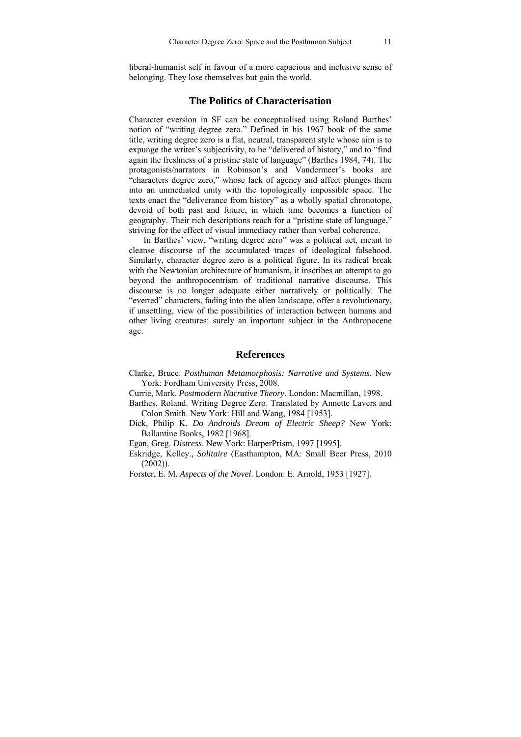liberal-humanist self in favour of a more capacious and inclusive sense of belonging. They lose themselves but gain the world.

## The Politics of Characterisation

Character eversion in SF can be conceptualised using Roland Barthes' notion of "writing degree zero." Defined in his 1967 book of the same title, writing degree zero is a flat, neutral, transparent style whose aim is to expunge the writer's subjectivity, to be "delivered of history," and to "find again the freshness of a pristine state of language" (Barthes 1984, 74). The protagonists/narrators in Robinson's and Vandermeer's books are "characters degree zero," whose lack of agency and affect plunges them into an unmediated unity with the topologically impossible space. The texts enact the "deliverance from history" as a wholly spatial chronotope, devoid of both past and future, in which time becomes a function of geography. Their rich descriptions reach for a "pristine state of language," striving for the effect of visual immediacy rather than verbal coherence.

In Barthes' view, "writing degree zero" was a political act, meant to cleanse discourse of the accumulated traces of ideological falsehood. Similarly, character degree zero is a political figure. In its radical break with the Newtonian architecture of humanism, it inscribes an attempt to go beyond the anthropocentrism of traditional narrative discourse. This discourse is no longer adequate either narratively or politically. The "everted" characters, fading into the alien landscape, offer a revolutionary, if unsettling, view of the possibilities of interaction between humans and other living creatures: surely an important subject in the Anthropocene age.

## References

Clarke, Bruce. *Posthuman Metamorphosis: Narrative and Systems*. New York: Fordham University Press, 2008.

Currie, Mark. *Postmodern Narrative Theory*. London: Macmillan, 1998.

Barthes, Roland. Writing Degree Zero. Translated by Annette Lavers and Colon Smith. New York: Hill and Wang, 1984 [1953].

Dick, Philip K. *Do Androids Dream of Electric Sheep?* New York: Ballantine Books, 1982 [1968].

Egan, Greg. *Distress*. New York: HarperPrism, 1997 [1995].

Eskridge, Kelley., *Solitaire* (Easthampton, MA: Small Beer Press, 2010 (2002)).

Forster, E. M. *Aspects of the Novel*. London: E. Arnold, 1953 [1927].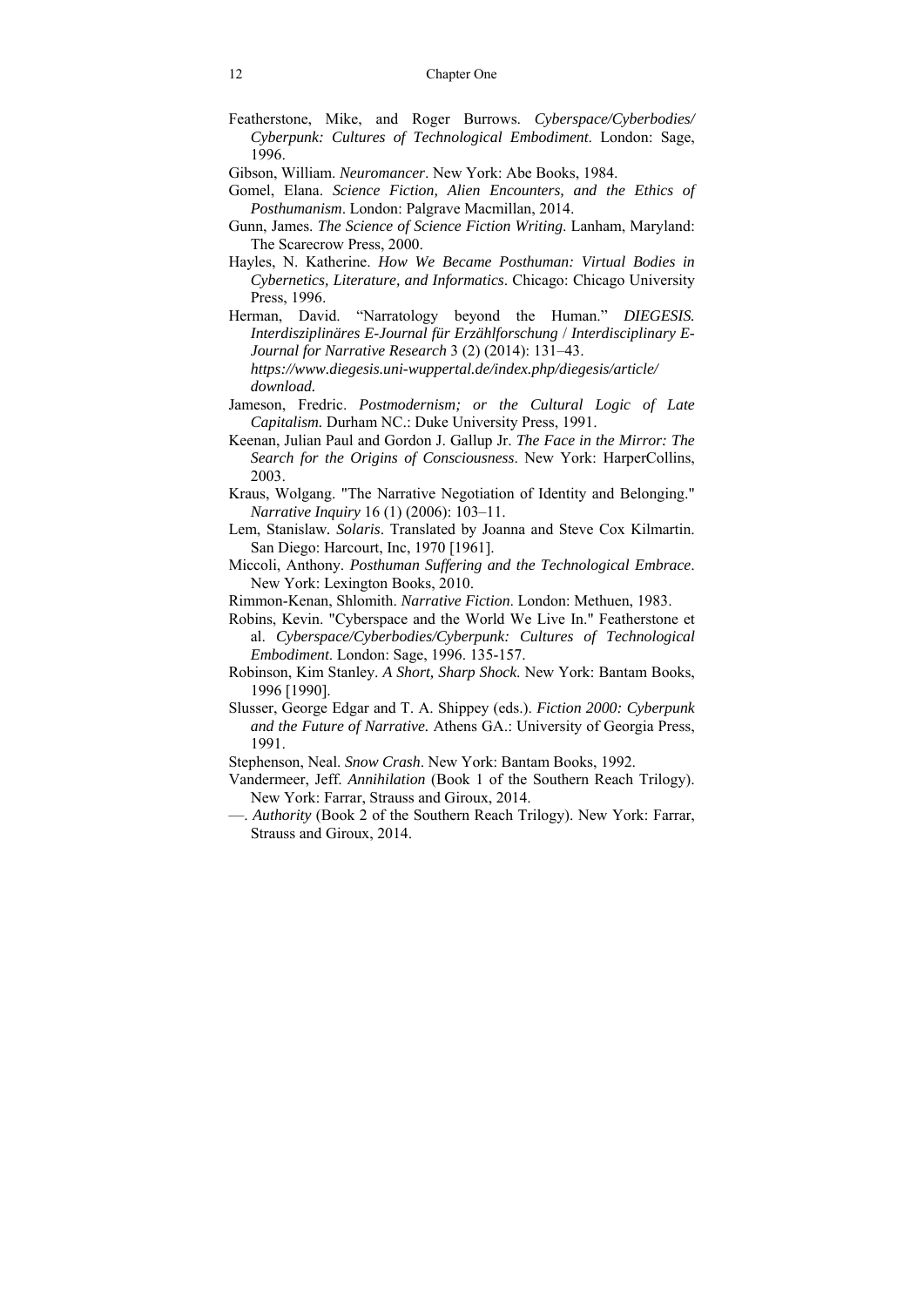Featherstone, Mike, and Roger Burrows. *Cyberspace/Cyberbodies/ Cyberpunk: Cultures of Technological Embodiment*. London: Sage, 1996.

Gibson, William. *Neuromancer*. New York: Abe Books, 1984.

Gomel, Elana. *Science Fiction, Alien Encounters, and the Ethics of Posthumanism*. London: Palgrave Macmillan, 2014.

Gunn, James. *The Science of Science Fiction Writing*. Lanham, Maryland: The Scarecrow Press, 2000.

Hayles, N. Katherine. *How We Became Posthuman: Virtual Bodies in Cybernetics, Literature, and Informatics*. Chicago: Chicago University Press, 1996.

Herman, David. "Narratology beyond the Human." *DIEGESIS. Interdisziplinäres E-Journal für Erzählforschung* / *Interdisciplinary E-Journal for Narrative Research* 3 (2) (2014): 131–43. *https://www.diegesis.uni-wuppertal.de/index.php/diegesis/article/ download.*

Jameson, Fredric. *Postmodernism; or the Cultural Logic of Late Capitalism.* Durham NC.: Duke University Press, 1991.

Keenan, Julian Paul and Gordon J. Gallup Jr. *The Face in the Mirror: The Search for the Origins of Consciousness*. New York: HarperCollins, 2003.

Kraus, Wolgang. "The Narrative Negotiation of Identity and Belonging." *Narrative Inquiry* 16 (1) (2006): 103–11.

Lem, Stanislaw. *Solaris*. Translated by Joanna and Steve Cox Kilmartin. San Diego: Harcourt, Inc, 1970 [1961].

Miccoli, Anthony. *Posthuman Suffering and the Technological Embrace*. New York: Lexington Books, 2010.

Rimmon-Kenan, Shlomith. *Narrative Fiction*. London: Methuen, 1983.

Robins, Kevin. "Cyberspace and the World We Live In." Featherstone et al. *Cyberspace/Cyberbodies/Cyberpunk: Cultures of Technological Embodiment*. London: Sage, 1996. 135-157.

Robinson, Kim Stanley. *A Short, Sharp Shock*. New York: Bantam Books, 1996 [1990].

Slusser, George Edgar and T. A. Shippey (eds.). *Fiction 2000: Cyberpunk and the Future of Narrative.* Athens GA.: University of Georgia Press, 1991.

Stephenson, Neal. *Snow Crash*. New York: Bantam Books, 1992.

Vandermeer, Jeff. *Annihilation* (Book 1 of the Southern Reach Trilogy). New York: Farrar, Strauss and Giroux, 2014.

—. *Authority* (Book 2 of the Southern Reach Trilogy). New York: Farrar, Strauss and Giroux, 2014.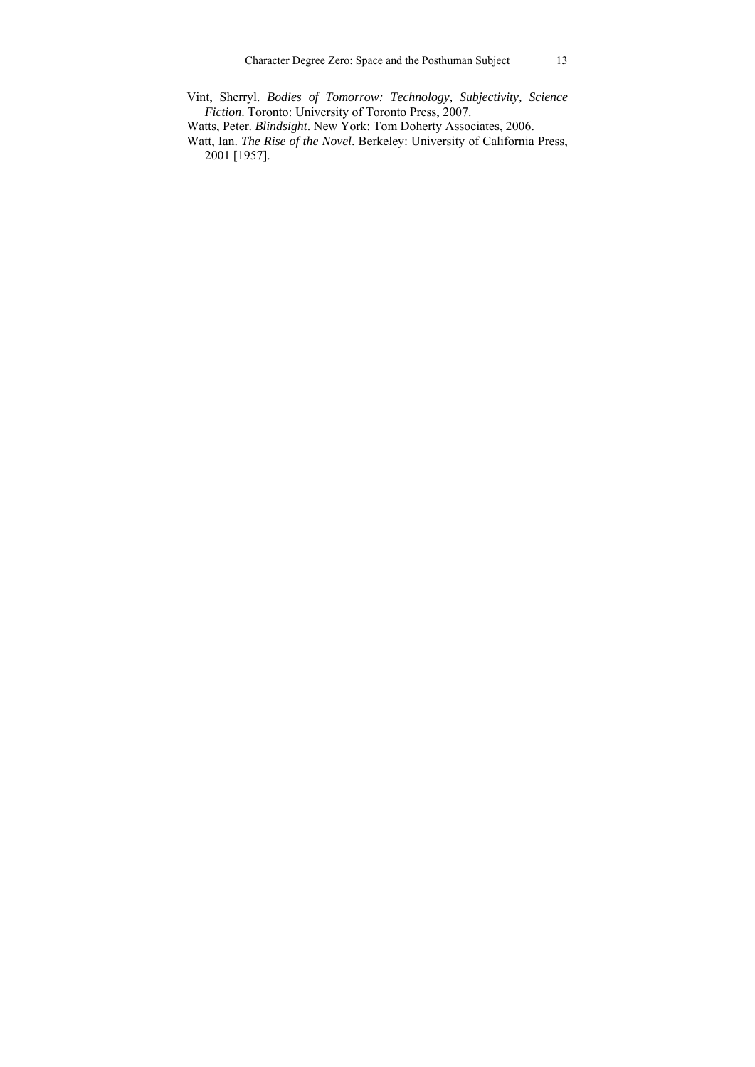Vint, Sherryl. *Bodies of Tomorrow: Technology, Subjectivity, Science Fiction*. Toronto: University of Toronto Press, 2007.

Watts, Peter. *Blindsight*. New York: Tom Doherty Associates, 2006.

Watt, Ian. *The Rise of the Novel*. Berkeley: University of California Press, 2001 [1957].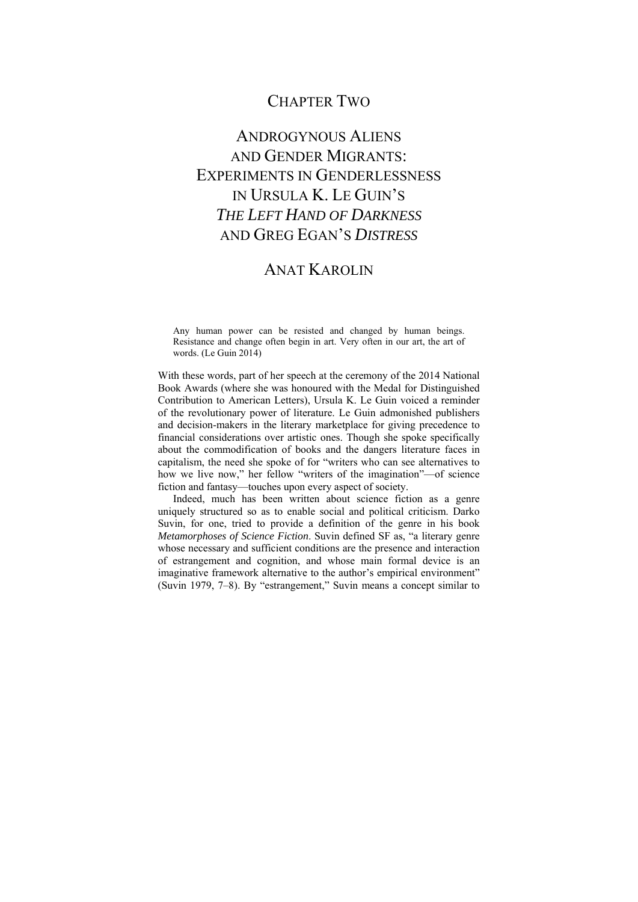# CHAPTER TWO

# ANDROGYNOUS ALIENS AND GENDER MIGRANTS: EXPERIMENTS IN GENDERLESSNESS IN URSULA K. LE GUIN'S *THE LEFT HAND OF DARKNESS* AND GREG EGAN'S *DISTRESS*

## ANAT KAROLIN

> Any human power can be resisted and changed by human beings. Resistance and change often begin in art. Very often in our art, the art of words. (Le Guin 2014)

With these words, part of her speech at the ceremony of the 2014 National Book Awards (where she was honoured with the Medal for Distinguished Contribution to American Letters), Ursula K. Le Guin voiced a reminder of the revolutionary power of literature. Le Guin admonished publishers and decision-makers in the literary marketplace for giving precedence to financial considerations over artistic ones. Though she spoke specifically about the commodification of books and the dangers literature faces in capitalism, the need she spoke of for "writers who can see alternatives to how we live now," her fellow "writers of the imagination"—of science fiction and fantasy—touches upon every aspect of society.

Indeed, much has been written about science fiction as a genre uniquely structured so as to enable social and political criticism. Darko Suvin, for one, tried to provide a definition of the genre in his book *Metamorphoses of Science Fiction*. Suvin defined SF as, "a literary genre whose necessary and sufficient conditions are the presence and interaction of estrangement and cognition, and whose main formal device is an imaginative framework alternative to the author's empirical environment" (Suvin 1979, 7–8). By "estrangement," Suvin means a concept similar to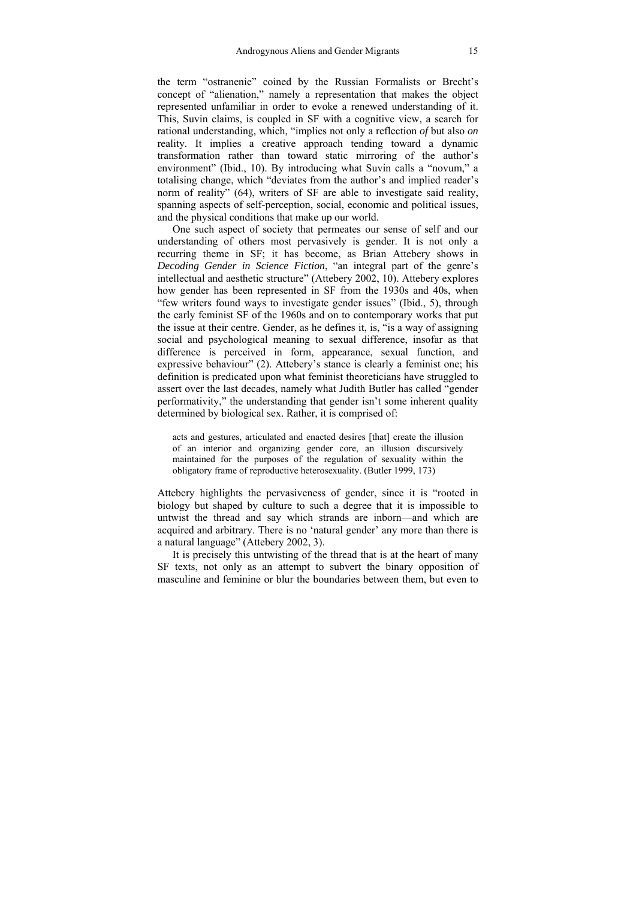the term "ostranenie" coined by the Russian Formalists or Brecht's concept of "alienation," namely a representation that makes the object represented unfamiliar in order to evoke a renewed understanding of it. This, Suvin claims, is coupled in SF with a cognitive view, a search for rational understanding, which, "implies not only a reflection *of* but also *on* reality. It implies a creative approach tending toward a dynamic transformation rather than toward static mirroring of the author's environment" (Ibid., 10). By introducing what Suvin calls a "novum," a totalising change, which "deviates from the author's and implied reader's norm of reality" (64), writers of SF are able to investigate said reality, spanning aspects of self-perception, social, economic and political issues, and the physical conditions that make up our world.

One such aspect of society that permeates our sense of self and our understanding of others most pervasively is gender. It is not only a recurring theme in SF; it has become, as Brian Attebery shows in *Decoding Gender in Science Fiction*, "an integral part of the genre's intellectual and aesthetic structure" (Attebery 2002, 10). Attebery explores how gender has been represented in SF from the 1930s and 40s, when "few writers found ways to investigate gender issues" (Ibid., 5), through the early feminist SF of the 1960s and on to contemporary works that put the issue at their centre. Gender, as he defines it, is, "is a way of assigning social and psychological meaning to sexual difference, insofar as that difference is perceived in form, appearance, sexual function, and expressive behaviour" (2). Attebery's stance is clearly a feminist one; his definition is predicated upon what feminist theoreticians have struggled to assert over the last decades, namely what Judith Butler has called "gender performativity," the understanding that gender isn't some inherent quality determined by biological sex. Rather, it is comprised of:

> acts and gestures, articulated and enacted desires [that] create the illusion of an interior and organizing gender core, an illusion discursively maintained for the purposes of the regulation of sexuality within the obligatory frame of reproductive heterosexuality. (Butler 1999, 173)

Attebery highlights the pervasiveness of gender, since it is "rooted in biology but shaped by culture to such a degree that it is impossible to untwist the thread and say which strands are inborn—and which are acquired and arbitrary. There is no 'natural gender' any more than there is a natural language" (Attebery 2002, 3).

It is precisely this untwisting of the thread that is at the heart of many SF texts, not only as an attempt to subvert the binary opposition of masculine and feminine or blur the boundaries between them, but even to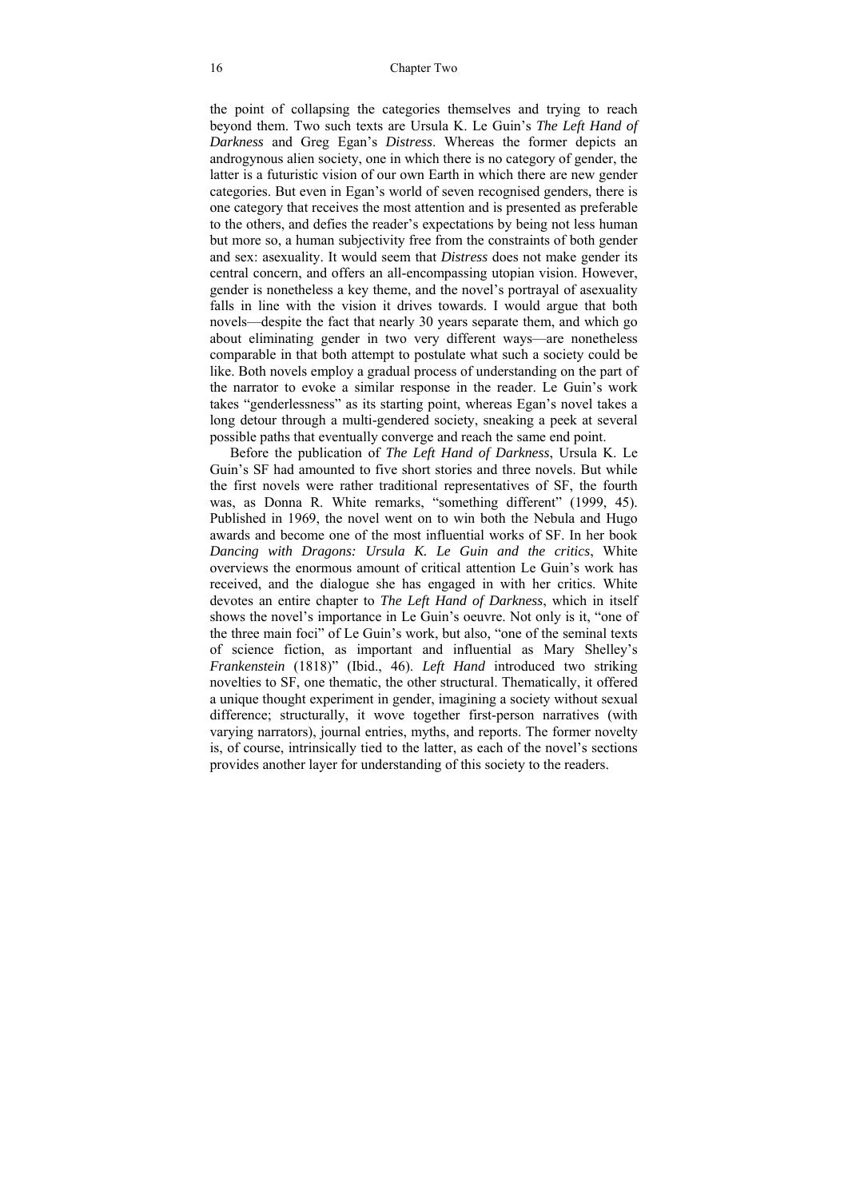the point of collapsing the categories themselves and trying to reach beyond them. Two such texts are Ursula K. Le Guin's *The Left Hand of Darkness* and Greg Egan's *Distress*. Whereas the former depicts an androgynous alien society, one in which there is no category of gender, the latter is a futuristic vision of our own Earth in which there are new gender categories. But even in Egan's world of seven recognised genders, there is one category that receives the most attention and is presented as preferable to the others, and defies the reader's expectations by being not less human but more so, a human subjectivity free from the constraints of both gender and sex: asexuality. It would seem that *Distress* does not make gender its central concern, and offers an all-encompassing utopian vision. However, gender is nonetheless a key theme, and the novel's portrayal of asexuality falls in line with the vision it drives towards. I would argue that both novels—despite the fact that nearly 30 years separate them, and which go about eliminating gender in two very different ways—are nonetheless comparable in that both attempt to postulate what such a society could be like. Both novels employ a gradual process of understanding on the part of the narrator to evoke a similar response in the reader. Le Guin's work takes "genderlessness" as its starting point, whereas Egan's novel takes a long detour through a multi-gendered society, sneaking a peek at several possible paths that eventually converge and reach the same end point.

Before the publication of *The Left Hand of Darkness*, Ursula K. Le Guin's SF had amounted to five short stories and three novels. But while the first novels were rather traditional representatives of SF, the fourth was, as Donna R. White remarks, "something different" (1999, 45). Published in 1969, the novel went on to win both the Nebula and Hugo awards and become one of the most influential works of SF. In her book *Dancing with Dragons: Ursula K. Le Guin and the critics*, White overviews the enormous amount of critical attention Le Guin's work has received, and the dialogue she has engaged in with her critics. White devotes an entire chapter to *The Left Hand of Darkness*, which in itself shows the novel's importance in Le Guin's oeuvre. Not only is it, "one of the three main foci" of Le Guin's work, but also, "one of the seminal texts of science fiction, as important and influential as Mary Shelley's *Frankenstein* (1818)" (Ibid., 46). *Left Hand* introduced two striking novelties to SF, one thematic, the other structural. Thematically, it offered a unique thought experiment in gender, imagining a society without sexual difference; structurally, it wove together first-person narratives (with varying narrators), journal entries, myths, and reports. The former novelty is, of course, intrinsically tied to the latter, as each of the novel's sections provides another layer for understanding of this society to the readers.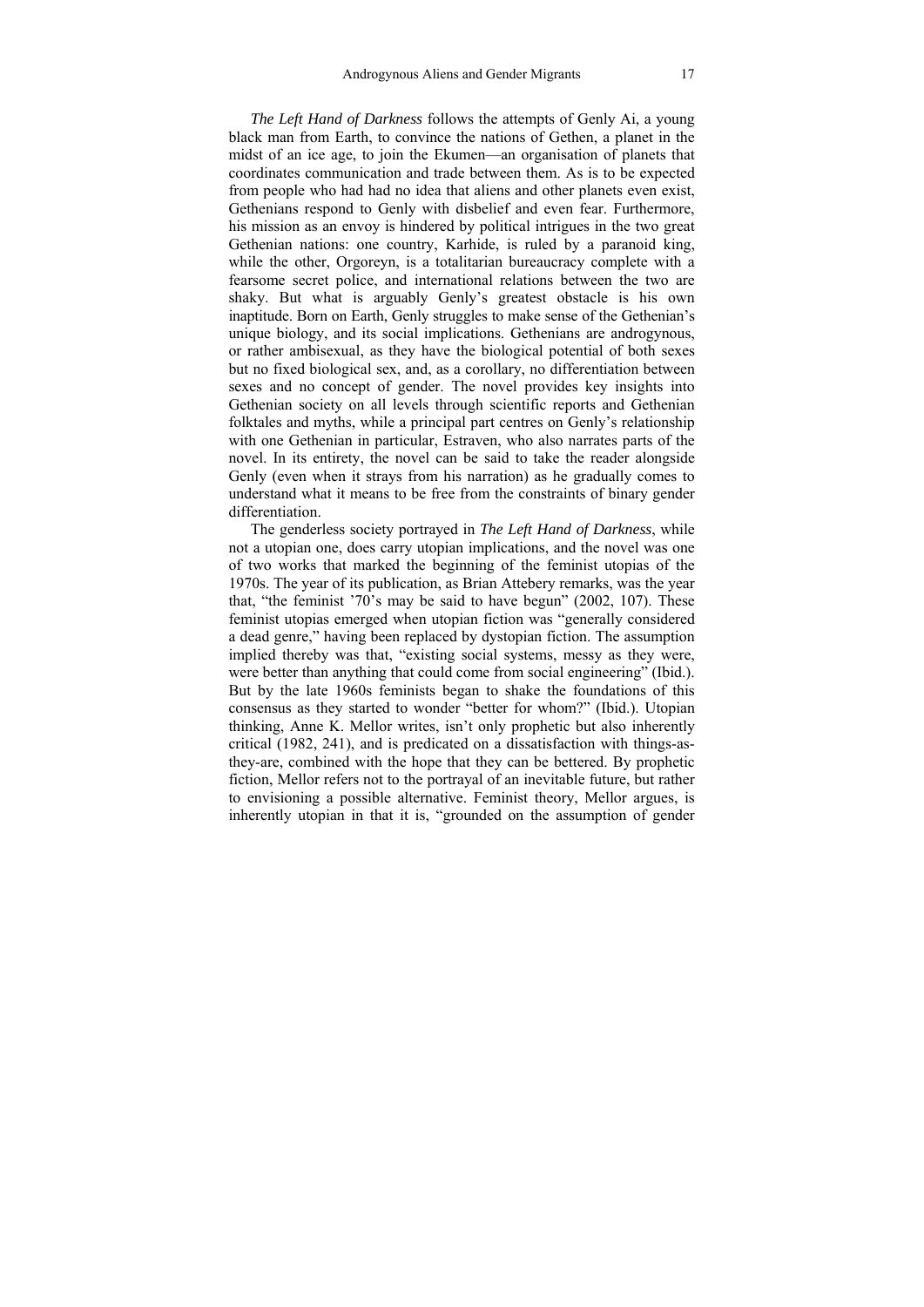*The Left Hand of Darkness* follows the attempts of Genly Ai, a young black man from Earth, to convince the nations of Gethen, a planet in the midst of an ice age, to join the Ekumen—an organisation of planets that coordinates communication and trade between them. As is to be expected from people who had had no idea that aliens and other planets even exist, Gethenians respond to Genly with disbelief and even fear. Furthermore, his mission as an envoy is hindered by political intrigues in the two great Gethenian nations: one country, Karhide, is ruled by a paranoid king, while the other, Orgoreyn, is a totalitarian bureaucracy complete with a fearsome secret police, and international relations between the two are shaky. But what is arguably Genly's greatest obstacle is his own inaptitude. Born on Earth, Genly struggles to make sense of the Gethenian's unique biology, and its social implications. Gethenians are androgynous, or rather ambisexual, as they have the biological potential of both sexes but no fixed biological sex, and, as a corollary, no differentiation between sexes and no concept of gender. The novel provides key insights into Gethenian society on all levels through scientific reports and Gethenian folktales and myths, while a principal part centres on Genly's relationship with one Gethenian in particular, Estraven, who also narrates parts of the novel. In its entirety, the novel can be said to take the reader alongside Genly (even when it strays from his narration) as he gradually comes to understand what it means to be free from the constraints of binary gender differentiation.

The genderless society portrayed in *The Left Hand of Darkness*, while not a utopian one, does carry utopian implications, and the novel was one of two works that marked the beginning of the feminist utopias of the 1970s. The year of its publication, as Brian Attebery remarks, was the year that, "the feminist '70's may be said to have begun" (2002, 107). These feminist utopias emerged when utopian fiction was "generally considered a dead genre," having been replaced by dystopian fiction. The assumption implied thereby was that, "existing social systems, messy as they were, were better than anything that could come from social engineering" (Ibid.). But by the late 1960s feminists began to shake the foundations of this consensus as they started to wonder "better for whom?" (Ibid.). Utopian thinking, Anne K. Mellor writes, isn't only prophetic but also inherently critical (1982, 241), and is predicated on a dissatisfaction with things-as-they-are, combined with the hope that they can be bettered. By prophetic fiction, Mellor refers not to the portrayal of an inevitable future, but rather to envisioning a possible alternative. Feminist theory, Mellor argues, is inherently utopian in that it is, "grounded on the assumption of gender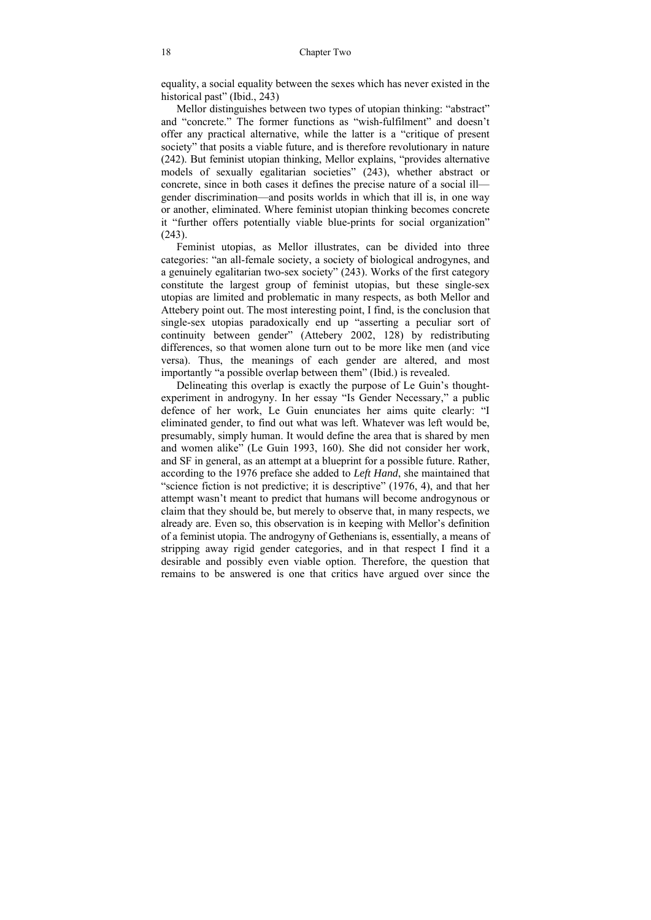equality, a social equality between the sexes which has never existed in the historical past" (Ibid., 243)

Mellor distinguishes between two types of utopian thinking: "abstract" and "concrete." The former functions as "wish-fulfilment" and doesn't offer any practical alternative, while the latter is a "critique of present society" that posits a viable future, and is therefore revolutionary in nature (242). But feminist utopian thinking, Mellor explains, "provides alternative models of sexually egalitarian societies" (243), whether abstract or concrete, since in both cases it defines the precise nature of a social ill—gender discrimination—and posits worlds in which that ill is, in one way or another, eliminated. Where feminist utopian thinking becomes concrete it "further offers potentially viable blue-prints for social organization" (243).

Feminist utopias, as Mellor illustrates, can be divided into three categories: "an all-female society, a society of biological androgynes, and a genuinely egalitarian two-sex society" (243). Works of the first category constitute the largest group of feminist utopias, but these single-sex utopias are limited and problematic in many respects, as both Mellor and Attebery point out. The most interesting point, I find, is the conclusion that single-sex utopias paradoxically end up "asserting a peculiar sort of continuity between gender" (Attebery 2002, 128) by redistributing differences, so that women alone turn out to be more like men (and vice versa). Thus, the meanings of each gender are altered, and most importantly "a possible overlap between them" (Ibid.) is revealed.

Delineating this overlap is exactly the purpose of Le Guin's thought-experiment in androgyny. In her essay "Is Gender Necessary," a public defence of her work, Le Guin enunciates her aims quite clearly: "I eliminated gender, to find out what was left. Whatever was left would be, presumably, simply human. It would define the area that is shared by men and women alike" (Le Guin 1993, 160). She did not consider her work, and SF in general, as an attempt at a blueprint for a possible future. Rather, according to the 1976 preface she added to *Left Hand*, she maintained that "science fiction is not predictive; it is descriptive" (1976, 4), and that her attempt wasn't meant to predict that humans will become androgynous or claim that they should be, but merely to observe that, in many respects, we already are. Even so, this observation is in keeping with Mellor's definition of a feminist utopia. The androgyny of Gethenians is, essentially, a means of stripping away rigid gender categories, and in that respect I find it a desirable and possibly even viable option. Therefore, the question that remains to be answered is one that critics have argued over since the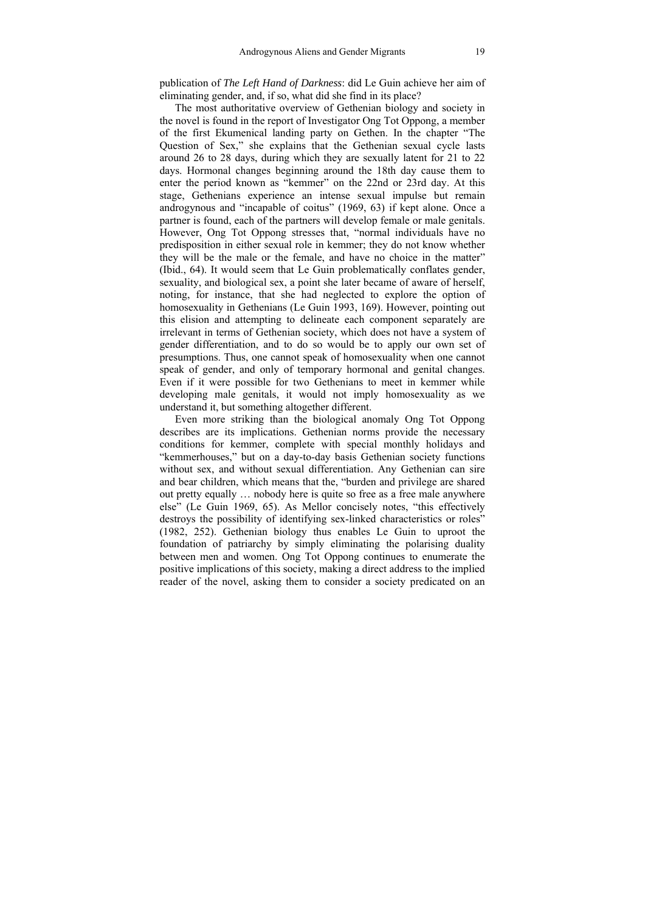publication of *The Left Hand of Darkness*: did Le Guin achieve her aim of eliminating gender, and, if so, what did she find in its place?

The most authoritative overview of Gethenian biology and society in the novel is found in the report of Investigator Ong Tot Oppong, a member of the first Ekumenical landing party on Gethen. In the chapter "The Question of Sex," she explains that the Gethenian sexual cycle lasts around 26 to 28 days, during which they are sexually latent for 21 to 22 days. Hormonal changes beginning around the 18th day cause them to enter the period known as "kemmer" on the 22nd or 23rd day. At this stage, Gethenians experience an intense sexual impulse but remain androgynous and "incapable of coitus" (1969, 63) if kept alone. Once a partner is found, each of the partners will develop female or male genitals. However, Ong Tot Oppong stresses that, "normal individuals have no predisposition in either sexual role in kemmer; they do not know whether they will be the male or the female, and have no choice in the matter" (Ibid., 64). It would seem that Le Guin problematically conflates gender, sexuality, and biological sex, a point she later became of aware of herself, noting, for instance, that she had neglected to explore the option of homosexuality in Gethenians (Le Guin 1993, 169). However, pointing out this elision and attempting to delineate each component separately are irrelevant in terms of Gethenian society, which does not have a system of gender differentiation, and to do so would be to apply our own set of presumptions. Thus, one cannot speak of homosexuality when one cannot speak of gender, and only of temporary hormonal and genital changes. Even if it were possible for two Gethenians to meet in kemmer while developing male genitals, it would not imply homosexuality as we understand it, but something altogether different.

Even more striking than the biological anomaly Ong Tot Oppong describes are its implications. Gethenian norms provide the necessary conditions for kemmer, complete with special monthly holidays and "kemmerhouses," but on a day-to-day basis Gethenian society functions without sex, and without sexual differentiation. Any Gethenian can sire and bear children, which means that the, "burden and privilege are shared out pretty equally … nobody here is quite so free as a free male anywhere else" (Le Guin 1969, 65). As Mellor concisely notes, "this effectively destroys the possibility of identifying sex-linked characteristics or roles" (1982, 252). Gethenian biology thus enables Le Guin to uproot the foundation of patriarchy by simply eliminating the polarising duality between men and women. Ong Tot Oppong continues to enumerate the positive implications of this society, making a direct address to the implied reader of the novel, asking them to consider a society predicated on an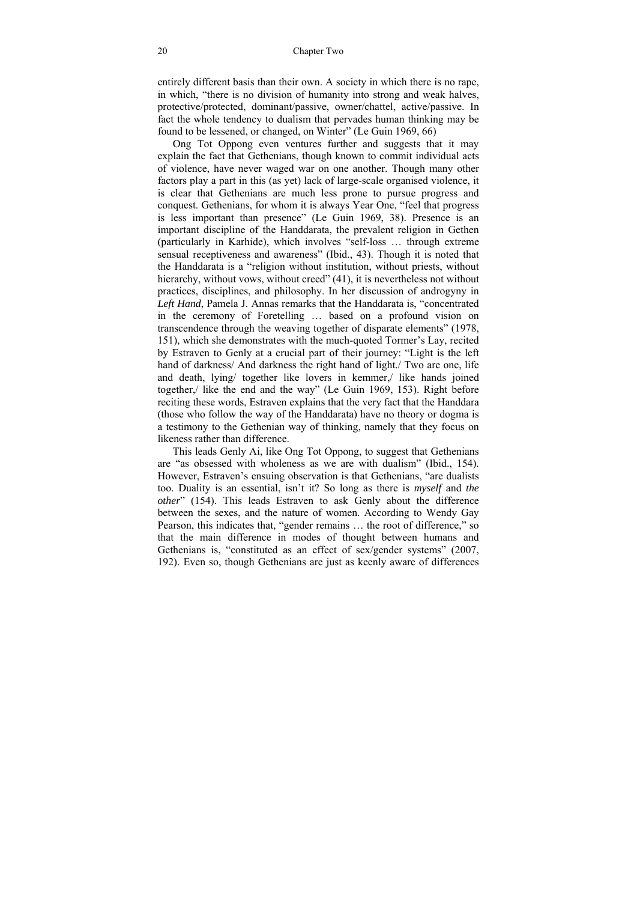entirely different basis than their own. A society in which there is no rape, in which, "there is no division of humanity into strong and weak halves, protective/protected, dominant/passive, owner/chattel, active/passive. In fact the whole tendency to dualism that pervades human thinking may be found to be lessened, or changed, on Winter" (Le Guin 1969, 66)

Ong Tot Oppong even ventures further and suggests that it may explain the fact that Gethenians, though known to commit individual acts of violence, have never waged war on one another. Though many other factors play a part in this (as yet) lack of large-scale organised violence, it is clear that Gethenians are much less prone to pursue progress and conquest. Gethenians, for whom it is always Year One, "feel that progress is less important than presence" (Le Guin 1969, 38). Presence is an important discipline of the Handdarata, the prevalent religion in Gethen (particularly in Karhide), which involves "self-loss … through extreme sensual receptiveness and awareness" (Ibid., 43). Though it is noted that the Handdarata is a "religion without institution, without priests, without hierarchy, without vows, without creed" (41), it is nevertheless not without practices, disciplines, and philosophy. In her discussion of androgyny in *Left Hand*, Pamela J. Annas remarks that the Handdarata is, "concentrated in the ceremony of Foretelling … based on a profound vision on transcendence through the weaving together of disparate elements" (1978, 151), which she demonstrates with the much-quoted Tormer's Lay, recited by Estraven to Genly at a crucial part of their journey: "Light is the left hand of darkness/ And darkness the right hand of light./ Two are one, life and death, lying/ together like lovers in kemmer,/ like hands joined together,/ like the end and the way" (Le Guin 1969, 153). Right before reciting these words, Estraven explains that the very fact that the Handdara (those who follow the way of the Handdarata) have no theory or dogma is a testimony to the Gethenian way of thinking, namely that they focus on likeness rather than difference.

This leads Genly Ai, like Ong Tot Oppong, to suggest that Gethenians are "as obsessed with wholeness as we are with dualism" (Ibid., 154). However, Estraven's ensuing observation is that Gethenians, "are dualists too. Duality is an essential, isn't it? So long as there is *myself* and *the other*" (154). This leads Estraven to ask Genly about the difference between the sexes, and the nature of women. According to Wendy Gay Pearson, this indicates that, "gender remains … the root of difference," so that the main difference in modes of thought between humans and Gethenians is, "constituted as an effect of sex/gender systems" (2007, 192). Even so, though Gethenians are just as keenly aware of differences